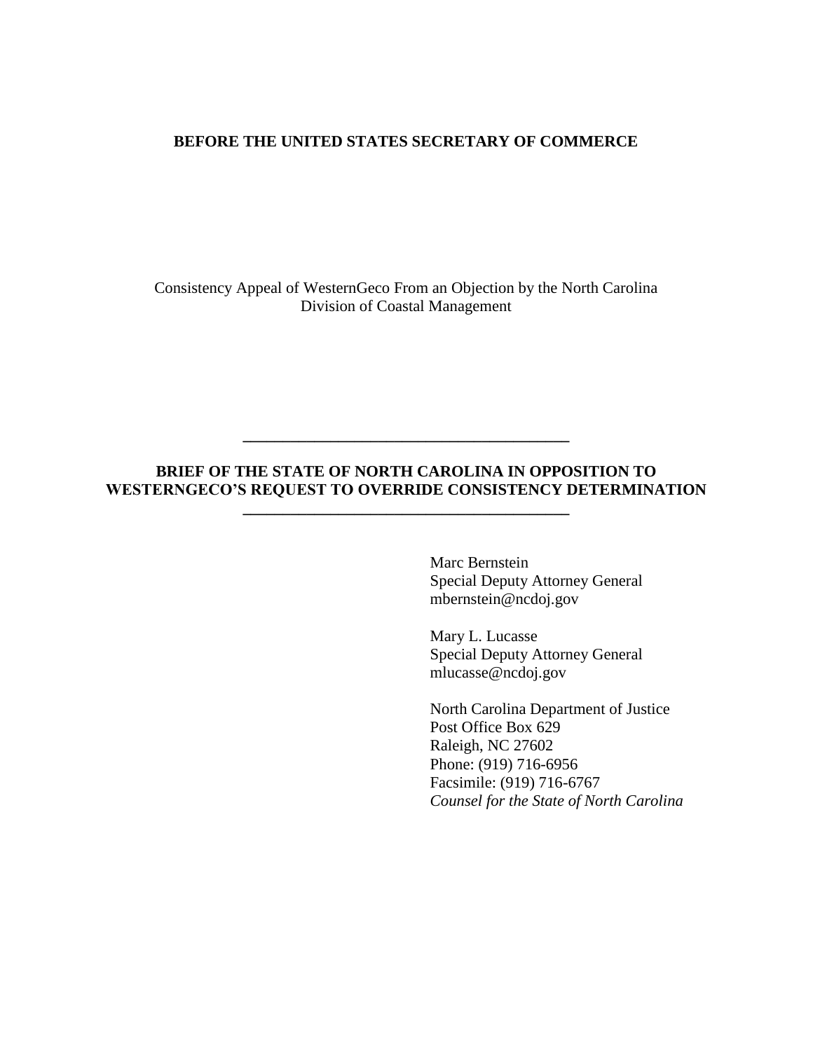**BEFORE THE UNITED STATES SECRETARY OF COMMERCE**

Consistency Appeal of WesternGeco From an Objection by the North Carolina Division of Coastal Management

---

**BRIEF OF THE STATE OF NORTH CAROLINA IN OPPOSITION TO WESTERNGECO'S REQUEST TO OVERRIDE CONSISTENCY DETERMINATION**

---

Marc Bernstein
Special Deputy Attorney General
mbernstein@ncdoj.gov

Mary L. Lucasse
Special Deputy Attorney General
mlucasse@ncdoj.gov

North Carolina Department of Justice
Post Office Box 629
Raleigh, NC 27602
Phone: (919) 716-6956
Facsimile: (919) 716-6767
*Counsel for the State of North Carolina*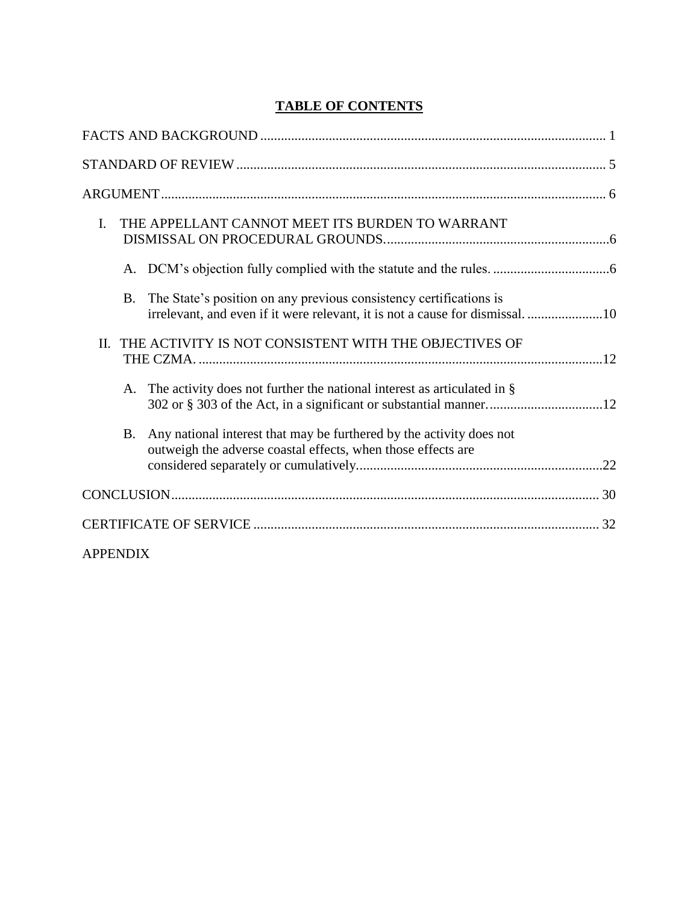# TABLE OF CONTENTS

FACTS AND BACKGROUND .................................................................................................... 1

STANDARD OF REVIEW ........................................................................................................... 5

ARGUMENT ................................................................................................................................ 6

I. THE APPELLANT CANNOT MEET ITS BURDEN TO WARRANT DISMISSAL ON PROCEDURAL GROUNDS. ................................................................ 6

   A. DCM's objection fully complied with the statute and the rules. .................................. 6

   B. The State's position on any previous consistency certifications is irrelevant, and even if it were relevant, it is not a cause for dismissal. ...................... 10

II. THE ACTIVITY IS NOT CONSISTENT WITH THE OBJECTIVES OF THE CZMA. ..................................................................................................................... 12

   A. The activity does not further the national interest as articulated in § 302 or § 303 of the Act, in a significant or substantial manner. ................................. 12

   B. Any national interest that may be furthered by the activity does not outweigh the adverse coastal effects, when those effects are considered separately or cumulatively. ...................................................................... 22

CONCLUSION ............................................................................................................................ 30

CERTIFICATE OF SERVICE .................................................................................................... 32

APPENDIX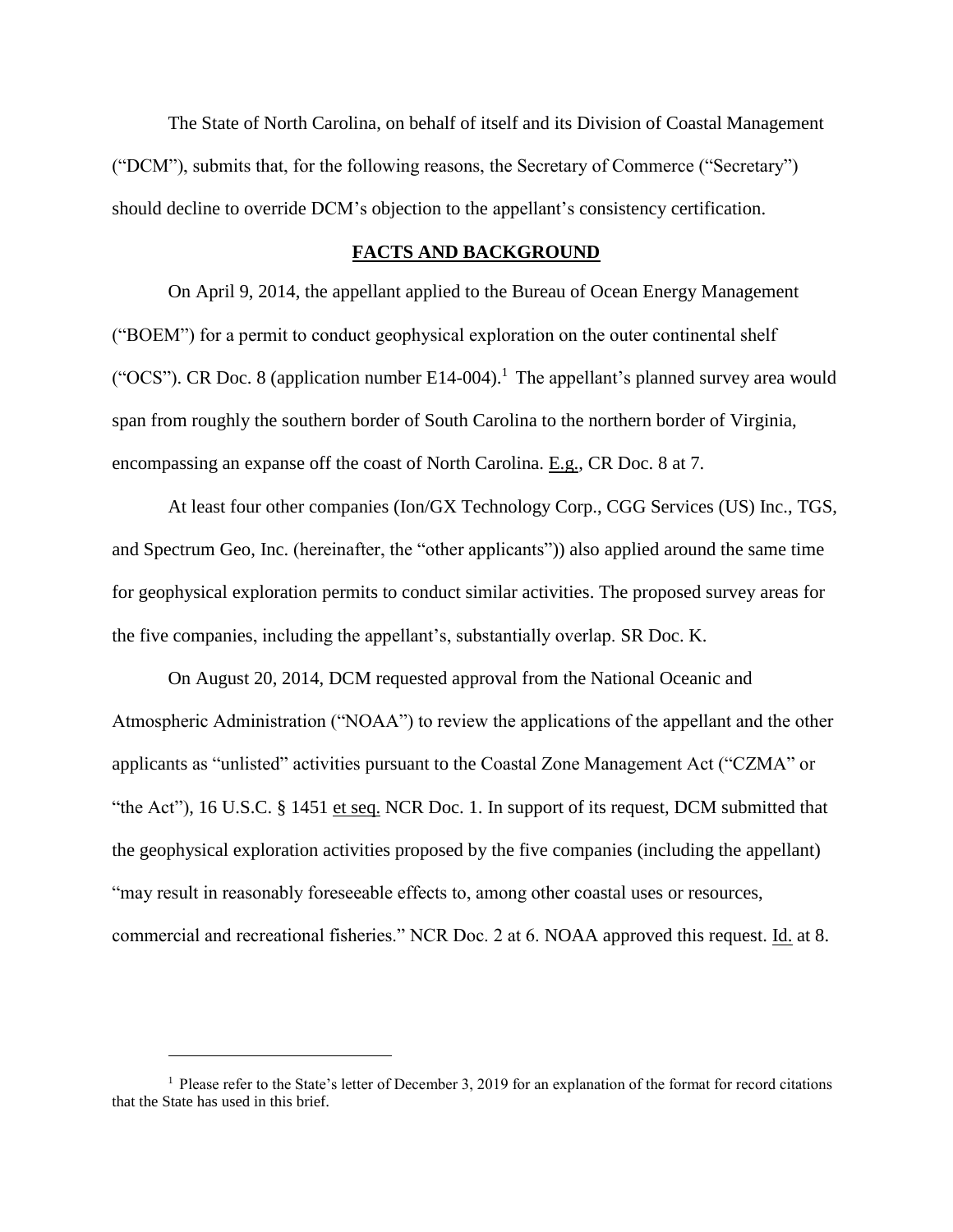The State of North Carolina, on behalf of itself and its Division of Coastal Management ("DCM"), submits that, for the following reasons, the Secretary of Commerce ("Secretary") should decline to override DCM's objection to the appellant's consistency certification.

## FACTS AND BACKGROUND

On April 9, 2014, the appellant applied to the Bureau of Ocean Energy Management ("BOEM") for a permit to conduct geophysical exploration on the outer continental shelf ("OCS"). CR Doc. 8 (application number E14-004).[1] The appellant's planned survey area would span from roughly the southern border of South Carolina to the northern border of Virginia, encompassing an expanse off the coast of North Carolina. E.g., CR Doc. 8 at 7.

At least four other companies (Ion/GX Technology Corp., CGG Services (US) Inc., TGS, and Spectrum Geo, Inc. (hereinafter, the "other applicants")) also applied around the same time for geophysical exploration permits to conduct similar activities. The proposed survey areas for the five companies, including the appellant's, substantially overlap. SR Doc. K.

On August 20, 2014, DCM requested approval from the National Oceanic and Atmospheric Administration ("NOAA") to review the applications of the appellant and the other applicants as "unlisted" activities pursuant to the Coastal Zone Management Act ("CZMA" or "the Act"), 16 U.S.C. § 1451 et seq. NCR Doc. 1. In support of its request, DCM submitted that the geophysical exploration activities proposed by the five companies (including the appellant) "may result in reasonably foreseeable effects to, among other coastal uses or resources, commercial and recreational fisheries." NCR Doc. 2 at 6. NOAA approved this request. Id. at 8.

[1] Please refer to the State's letter of December 3, 2019 for an explanation of the format for record citations that the State has used in this brief.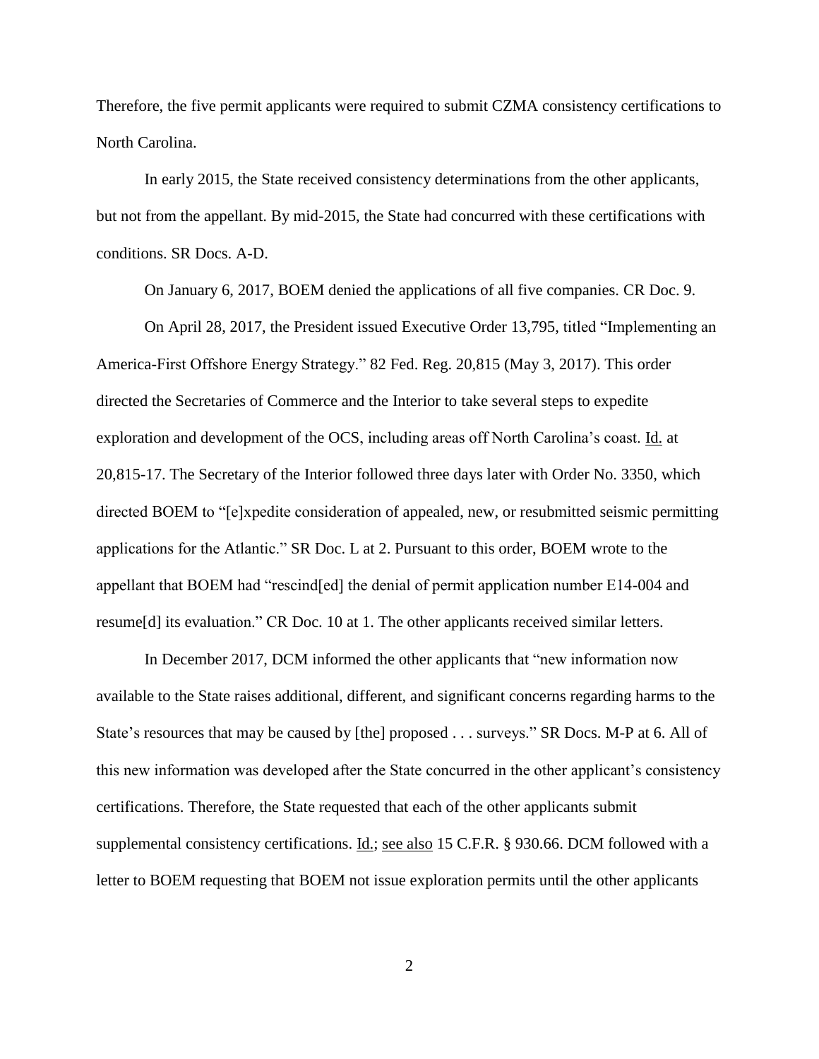Therefore, the five permit applicants were required to submit CZMA consistency certifications to North Carolina.

In early 2015, the State received consistency determinations from the other applicants, but not from the appellant. By mid-2015, the State had concurred with these certifications with conditions. SR Docs. A-D.

On January 6, 2017, BOEM denied the applications of all five companies. CR Doc. 9.

On April 28, 2017, the President issued Executive Order 13,795, titled "Implementing an America-First Offshore Energy Strategy." 82 Fed. Reg. 20,815 (May 3, 2017). This order directed the Secretaries of Commerce and the Interior to take several steps to expedite exploration and development of the OCS, including areas off North Carolina's coast. Id. at 20,815-17. The Secretary of the Interior followed three days later with Order No. 3350, which directed BOEM to "[e]xpedite consideration of appealed, new, or resubmitted seismic permitting applications for the Atlantic." SR Doc. L at 2. Pursuant to this order, BOEM wrote to the appellant that BOEM had "rescind[ed] the denial of permit application number E14-004 and resume[d] its evaluation." CR Doc. 10 at 1. The other applicants received similar letters.

In December 2017, DCM informed the other applicants that "new information now available to the State raises additional, different, and significant concerns regarding harms to the State's resources that may be caused by [the] proposed . . . surveys." SR Docs. M-P at 6. All of this new information was developed after the State concurred in the other applicant's consistency certifications. Therefore, the State requested that each of the other applicants submit supplemental consistency certifications. Id.; see also 15 C.F.R. § 930.66. DCM followed with a letter to BOEM requesting that BOEM not issue exploration permits until the other applicants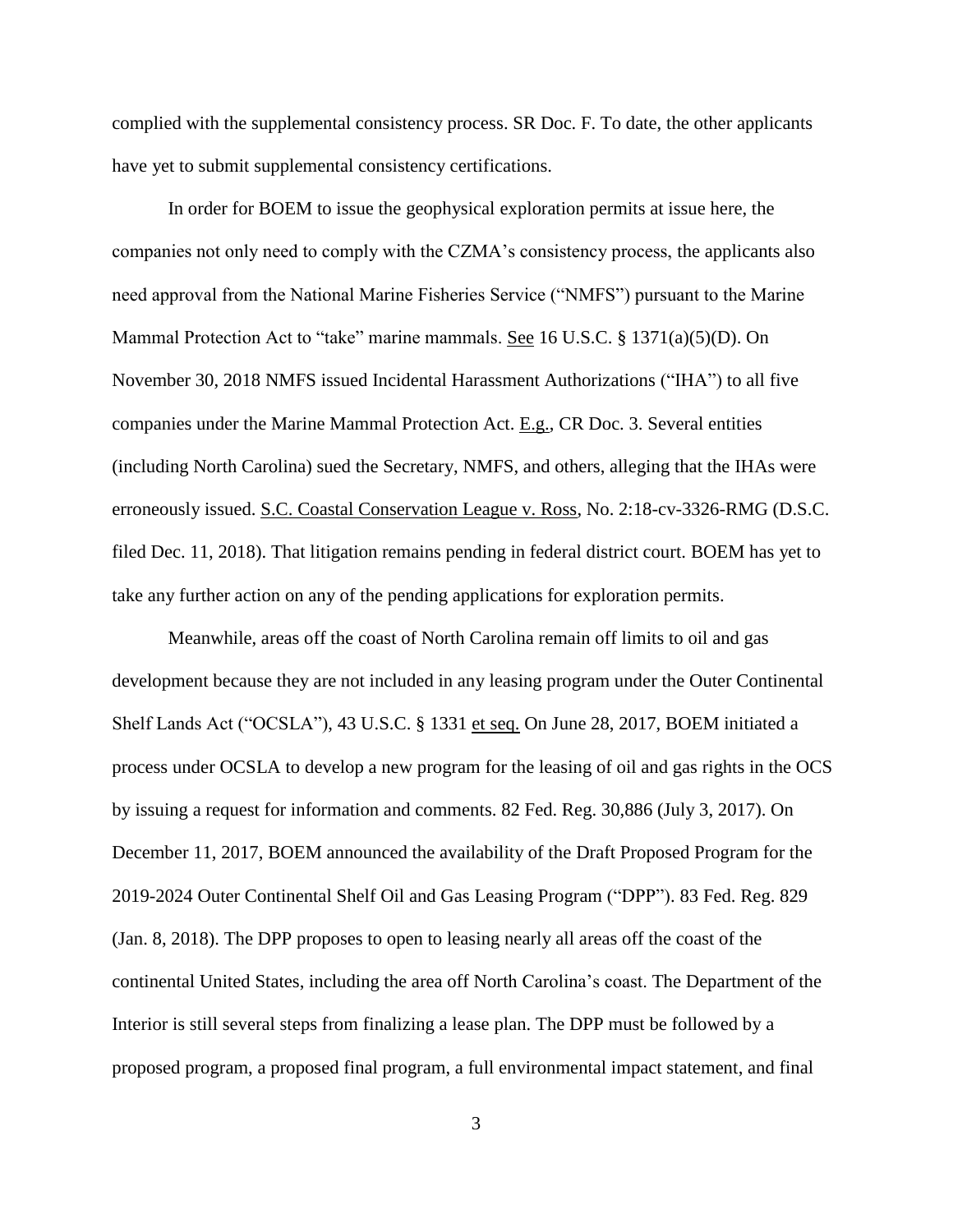complied with the supplemental consistency process. SR Doc. F. To date, the other applicants have yet to submit supplemental consistency certifications.

In order for BOEM to issue the geophysical exploration permits at issue here, the companies not only need to comply with the CZMA's consistency process, the applicants also need approval from the National Marine Fisheries Service ("NMFS") pursuant to the Marine Mammal Protection Act to "take" marine mammals. See 16 U.S.C. § 1371(a)(5)(D). On November 30, 2018 NMFS issued Incidental Harassment Authorizations ("IHA") to all five companies under the Marine Mammal Protection Act. E.g., CR Doc. 3. Several entities (including North Carolina) sued the Secretary, NMFS, and others, alleging that the IHAs were erroneously issued. S.C. Coastal Conservation League v. Ross, No. 2:18-cv-3326-RMG (D.S.C. filed Dec. 11, 2018). That litigation remains pending in federal district court. BOEM has yet to take any further action on any of the pending applications for exploration permits.

Meanwhile, areas off the coast of North Carolina remain off limits to oil and gas development because they are not included in any leasing program under the Outer Continental Shelf Lands Act ("OCSLA"), 43 U.S.C. § 1331 et seq. On June 28, 2017, BOEM initiated a process under OCSLA to develop a new program for the leasing of oil and gas rights in the OCS by issuing a request for information and comments. 82 Fed. Reg. 30,886 (July 3, 2017). On December 11, 2017, BOEM announced the availability of the Draft Proposed Program for the 2019-2024 Outer Continental Shelf Oil and Gas Leasing Program ("DPP"). 83 Fed. Reg. 829 (Jan. 8, 2018). The DPP proposes to open to leasing nearly all areas off the coast of the continental United States, including the area off North Carolina's coast. The Department of the Interior is still several steps from finalizing a lease plan. The DPP must be followed by a proposed program, a proposed final program, a full environmental impact statement, and final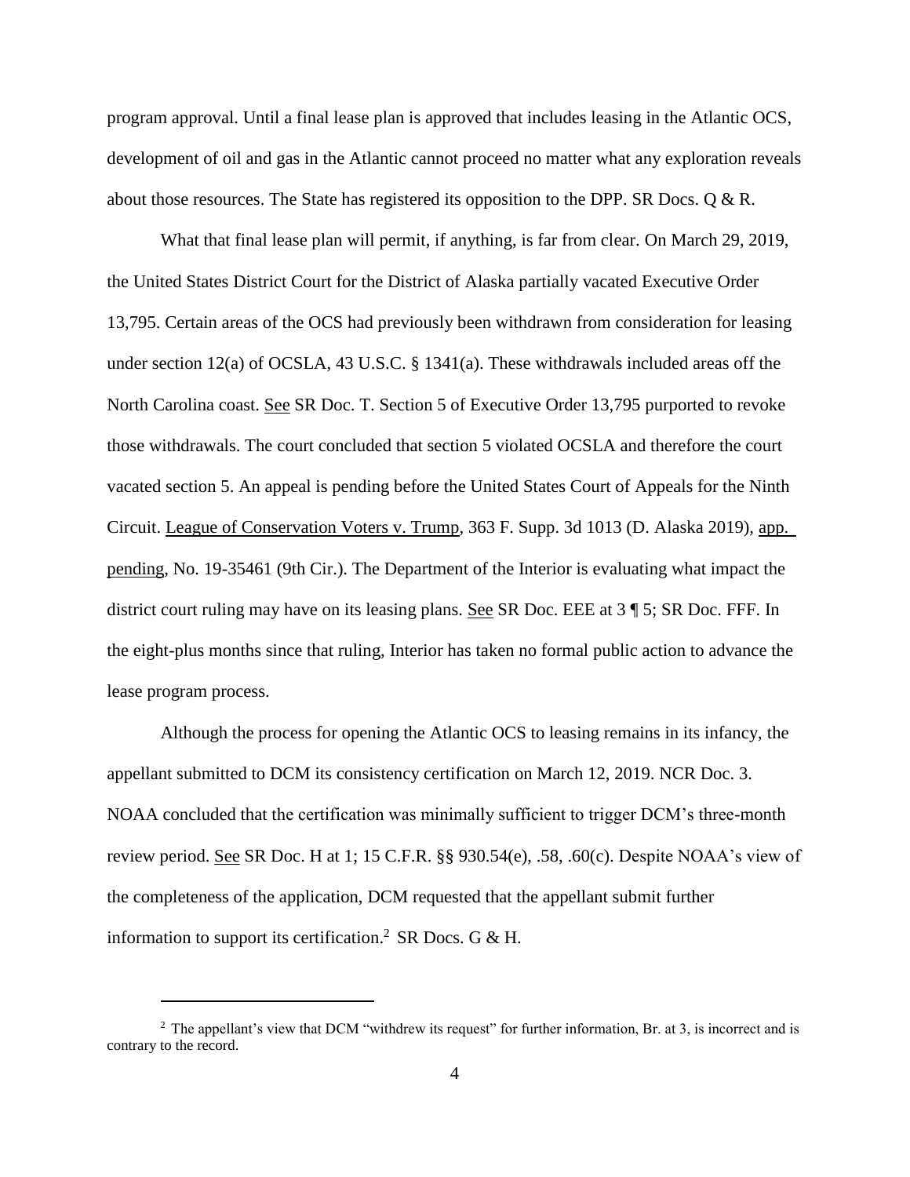program approval. Until a final lease plan is approved that includes leasing in the Atlantic OCS, development of oil and gas in the Atlantic cannot proceed no matter what any exploration reveals about those resources. The State has registered its opposition to the DPP. SR Docs. Q & R.

What that final lease plan will permit, if anything, is far from clear. On March 29, 2019, the United States District Court for the District of Alaska partially vacated Executive Order 13,795. Certain areas of the OCS had previously been withdrawn from consideration for leasing under section 12(a) of OCSLA, 43 U.S.C. § 1341(a). These withdrawals included areas off the North Carolina coast. See SR Doc. T. Section 5 of Executive Order 13,795 purported to revoke those withdrawals. The court concluded that section 5 violated OCSLA and therefore the court vacated section 5. An appeal is pending before the United States Court of Appeals for the Ninth Circuit. League of Conservation Voters v. Trump, 363 F. Supp. 3d 1013 (D. Alaska 2019), app. pending, No. 19-35461 (9th Cir.). The Department of the Interior is evaluating what impact the district court ruling may have on its leasing plans. See SR Doc. EEE at 3 ¶ 5; SR Doc. FFF. In the eight-plus months since that ruling, Interior has taken no formal public action to advance the lease program process.

Although the process for opening the Atlantic OCS to leasing remains in its infancy, the appellant submitted to DCM its consistency certification on March 12, 2019. NCR Doc. 3. NOAA concluded that the certification was minimally sufficient to trigger DCM's three-month review period. See SR Doc. H at 1; 15 C.F.R. §§ 930.54(e), .58, .60(c). Despite NOAA's view of the completeness of the application, DCM requested that the appellant submit further information to support its certification.[2] SR Docs. G & H.

---

[2] The appellant's view that DCM "withdrew its request" for further information, Br. at 3, is incorrect and is contrary to the record.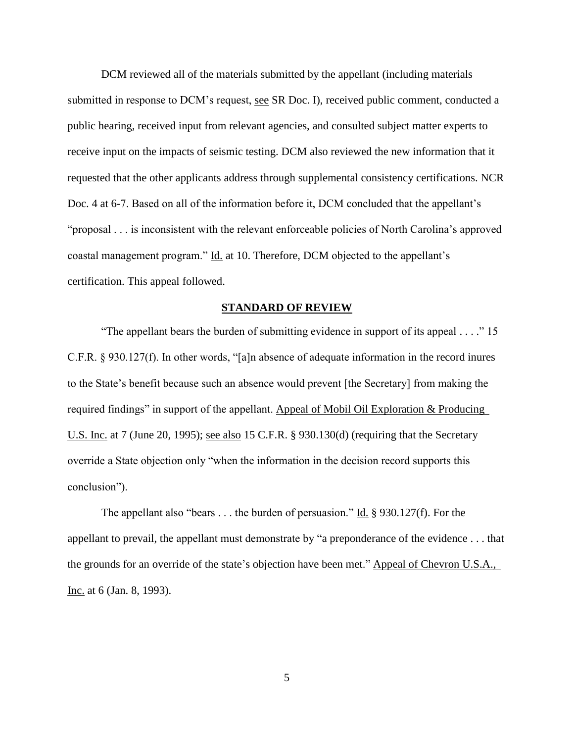DCM reviewed all of the materials submitted by the appellant (including materials submitted in response to DCM's request, see SR Doc. I), received public comment, conducted a public hearing, received input from relevant agencies, and consulted subject matter experts to receive input on the impacts of seismic testing. DCM also reviewed the new information that it requested that the other applicants address through supplemental consistency certifications. NCR Doc. 4 at 6-7. Based on all of the information before it, DCM concluded that the appellant's "proposal . . . is inconsistent with the relevant enforceable policies of North Carolina's approved coastal management program." Id. at 10. Therefore, DCM objected to the appellant's certification. This appeal followed.

## STANDARD OF REVIEW

"The appellant bears the burden of submitting evidence in support of its appeal . . . ." 15 C.F.R. § 930.127(f). In other words, "[a]n absence of adequate information in the record inures to the State's benefit because such an absence would prevent [the Secretary] from making the required findings" in support of the appellant. Appeal of Mobil Oil Exploration & Producing U.S. Inc. at 7 (June 20, 1995); see also 15 C.F.R. § 930.130(d) (requiring that the Secretary override a State objection only "when the information in the decision record supports this conclusion").

The appellant also "bears . . . the burden of persuasion." Id. § 930.127(f). For the appellant to prevail, the appellant must demonstrate by "a preponderance of the evidence . . . that the grounds for an override of the state's objection have been met." Appeal of Chevron U.S.A., Inc. at 6 (Jan. 8, 1993).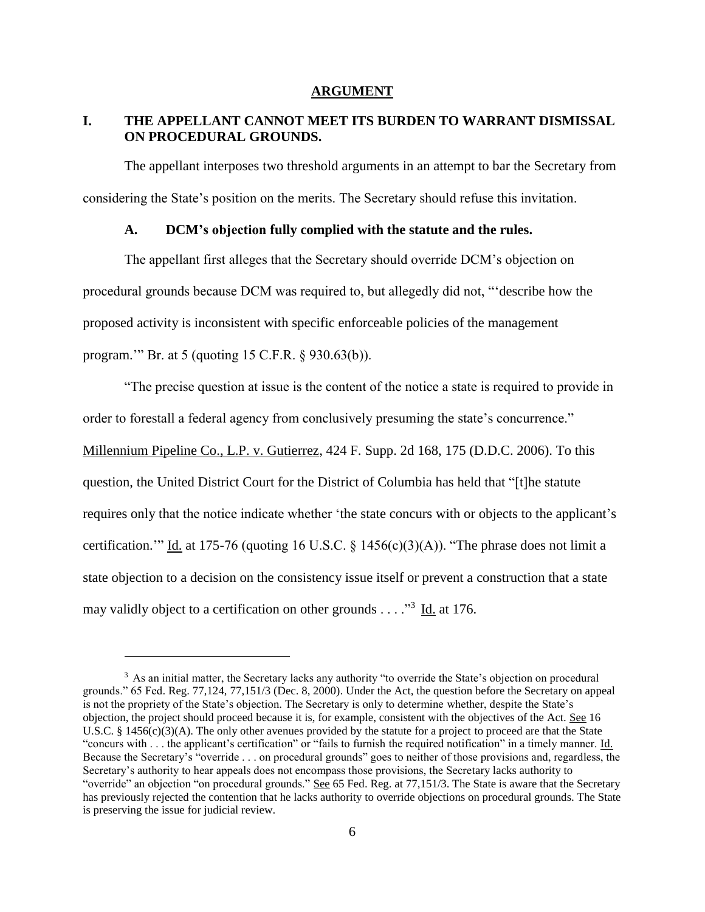## ARGUMENT

### I. THE APPELLANT CANNOT MEET ITS BURDEN TO WARRANT DISMISSAL ON PROCEDURAL GROUNDS.

The appellant interposes two threshold arguments in an attempt to bar the Secretary from considering the State's position on the merits. The Secretary should refuse this invitation.

#### A. DCM's objection fully complied with the statute and the rules.

The appellant first alleges that the Secretary should override DCM's objection on procedural grounds because DCM was required to, but allegedly did not, "'describe how the proposed activity is inconsistent with specific enforceable policies of the management program.'" Br. at 5 (quoting 15 C.F.R. § 930.63(b)).

"The precise question at issue is the content of the notice a state is required to provide in order to forestall a federal agency from conclusively presuming the state's concurrence." Millennium Pipeline Co., L.P. v. Gutierrez, 424 F. Supp. 2d 168, 175 (D.D.C. 2006). To this question, the United District Court for the District of Columbia has held that "[t]he statute requires only that the notice indicate whether 'the state concurs with or objects to the applicant's certification.'" Id. at 175-76 (quoting 16 U.S.C. § 1456(c)(3)(A)). "The phrase does not limit a state objection to a decision on the consistency issue itself or prevent a construction that a state may validly object to a certification on other grounds . . . ."[3] Id. at 176.

---

[3] As an initial matter, the Secretary lacks any authority "to override the State's objection on procedural grounds." 65 Fed. Reg. 77,124, 77,151/3 (Dec. 8, 2000). Under the Act, the question before the Secretary on appeal is not the propriety of the State's objection. The Secretary is only to determine whether, despite the State's objection, the project should proceed because it is, for example, consistent with the objectives of the Act. See 16 U.S.C. § 1456(c)(3)(A). The only other avenues provided by the statute for a project to proceed are that the State "concurs with . . . the applicant's certification" or "fails to furnish the required notification" in a timely manner. Id. Because the Secretary's "override . . . on procedural grounds" goes to neither of those provisions and, regardless, the Secretary's authority to hear appeals does not encompass those provisions, the Secretary lacks authority to "override" an objection "on procedural grounds." See 65 Fed. Reg. at 77,151/3. The State is aware that the Secretary has previously rejected the contention that he lacks authority to override objections on procedural grounds. The State is preserving the issue for judicial review.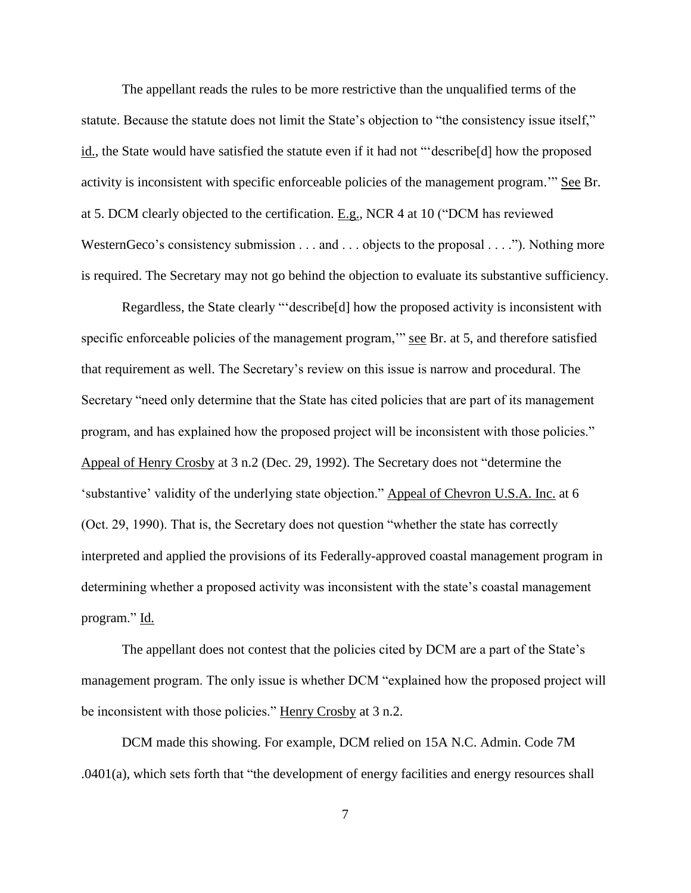The appellant reads the rules to be more restrictive than the unqualified terms of the statute. Because the statute does not limit the State's objection to "the consistency issue itself," id., the State would have satisfied the statute even if it had not "'describe[d] how the proposed activity is inconsistent with specific enforceable policies of the management program.'" See Br. at 5. DCM clearly objected to the certification. E.g., NCR 4 at 10 ("DCM has reviewed WesternGeco's consistency submission . . . and . . . objects to the proposal . . . ."). Nothing more is required. The Secretary may not go behind the objection to evaluate its substantive sufficiency.

Regardless, the State clearly "'describe[d] how the proposed activity is inconsistent with specific enforceable policies of the management program,'" see Br. at 5, and therefore satisfied that requirement as well. The Secretary's review on this issue is narrow and procedural. The Secretary "need only determine that the State has cited policies that are part of its management program, and has explained how the proposed project will be inconsistent with those policies." Appeal of Henry Crosby at 3 n.2 (Dec. 29, 1992). The Secretary does not "determine the 'substantive' validity of the underlying state objection." Appeal of Chevron U.S.A. Inc. at 6 (Oct. 29, 1990). That is, the Secretary does not question "whether the state has correctly interpreted and applied the provisions of its Federally-approved coastal management program in determining whether a proposed activity was inconsistent with the state's coastal management program." Id.

The appellant does not contest that the policies cited by DCM are a part of the State's management program. The only issue is whether DCM "explained how the proposed project will be inconsistent with those policies." Henry Crosby at 3 n.2.

DCM made this showing. For example, DCM relied on 15A N.C. Admin. Code 7M .0401(a), which sets forth that "the development of energy facilities and energy resources shall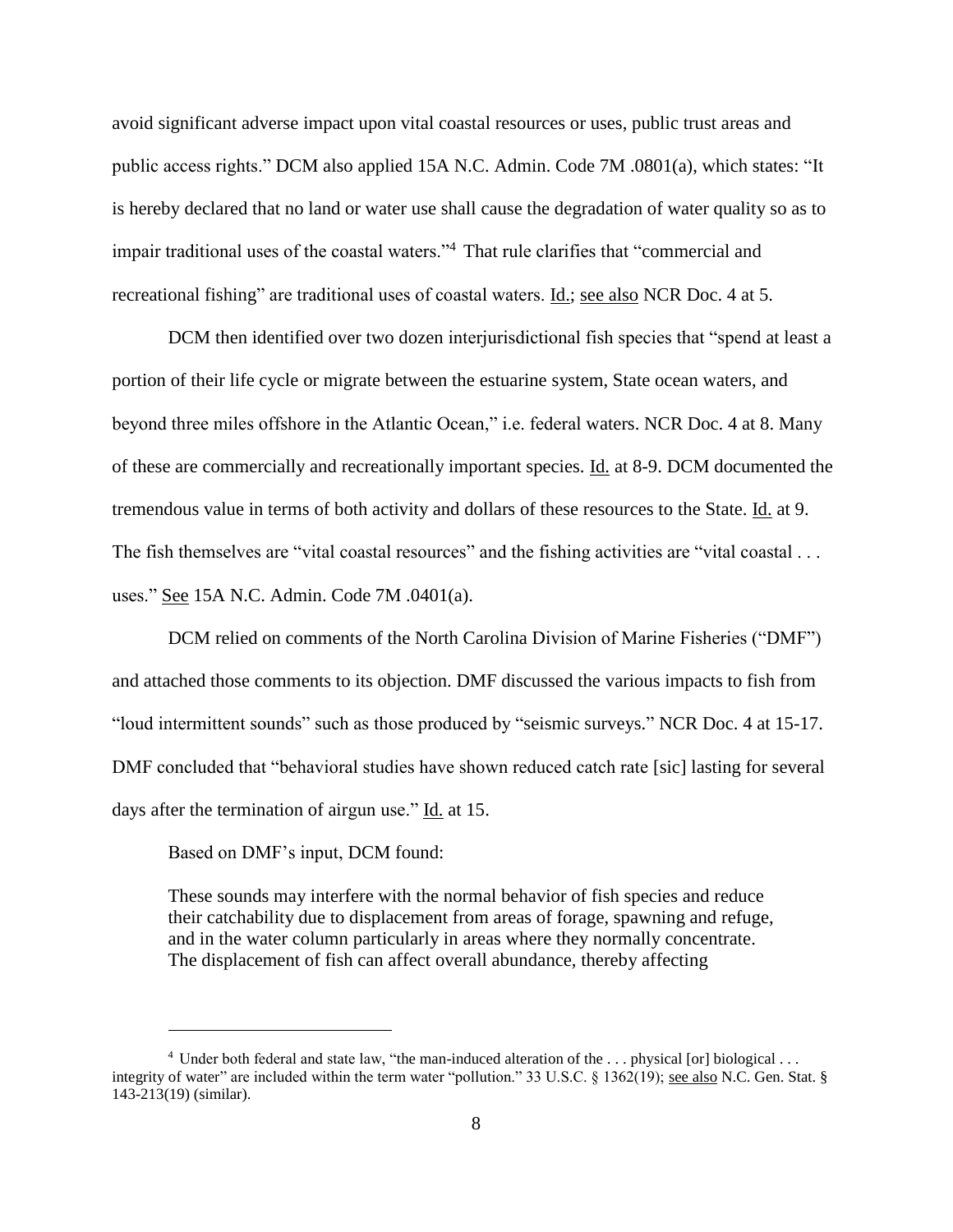avoid significant adverse impact upon vital coastal resources or uses, public trust areas and public access rights." DCM also applied 15A N.C. Admin. Code 7M .0801(a), which states: "It is hereby declared that no land or water use shall cause the degradation of water quality so as to impair traditional uses of the coastal waters."[4] That rule clarifies that "commercial and recreational fishing" are traditional uses of coastal waters. Id.; see also NCR Doc. 4 at 5.

DCM then identified over two dozen interjurisdictional fish species that "spend at least a portion of their life cycle or migrate between the estuarine system, State ocean waters, and beyond three miles offshore in the Atlantic Ocean," i.e. federal waters. NCR Doc. 4 at 8. Many of these are commercially and recreationally important species. Id. at 8-9. DCM documented the tremendous value in terms of both activity and dollars of these resources to the State. Id. at 9. The fish themselves are "vital coastal resources" and the fishing activities are "vital coastal . . . uses." See 15A N.C. Admin. Code 7M .0401(a).

DCM relied on comments of the North Carolina Division of Marine Fisheries ("DMF") and attached those comments to its objection. DMF discussed the various impacts to fish from "loud intermittent sounds" such as those produced by "seismic surveys." NCR Doc. 4 at 15-17. DMF concluded that "behavioral studies have shown reduced catch rate [sic] lasting for several days after the termination of airgun use." Id. at 15.

Based on DMF's input, DCM found:

> These sounds may interfere with the normal behavior of fish species and reduce their catchability due to displacement from areas of forage, spawning and refuge, and in the water column particularly in areas where they normally concentrate. The displacement of fish can affect overall abundance, thereby affecting

---

[4] Under both federal and state law, "the man-induced alteration of the . . . physical [or] biological . . . integrity of water" are included within the term water "pollution." 33 U.S.C. § 1362(19); see also N.C. Gen. Stat. § 143-213(19) (similar).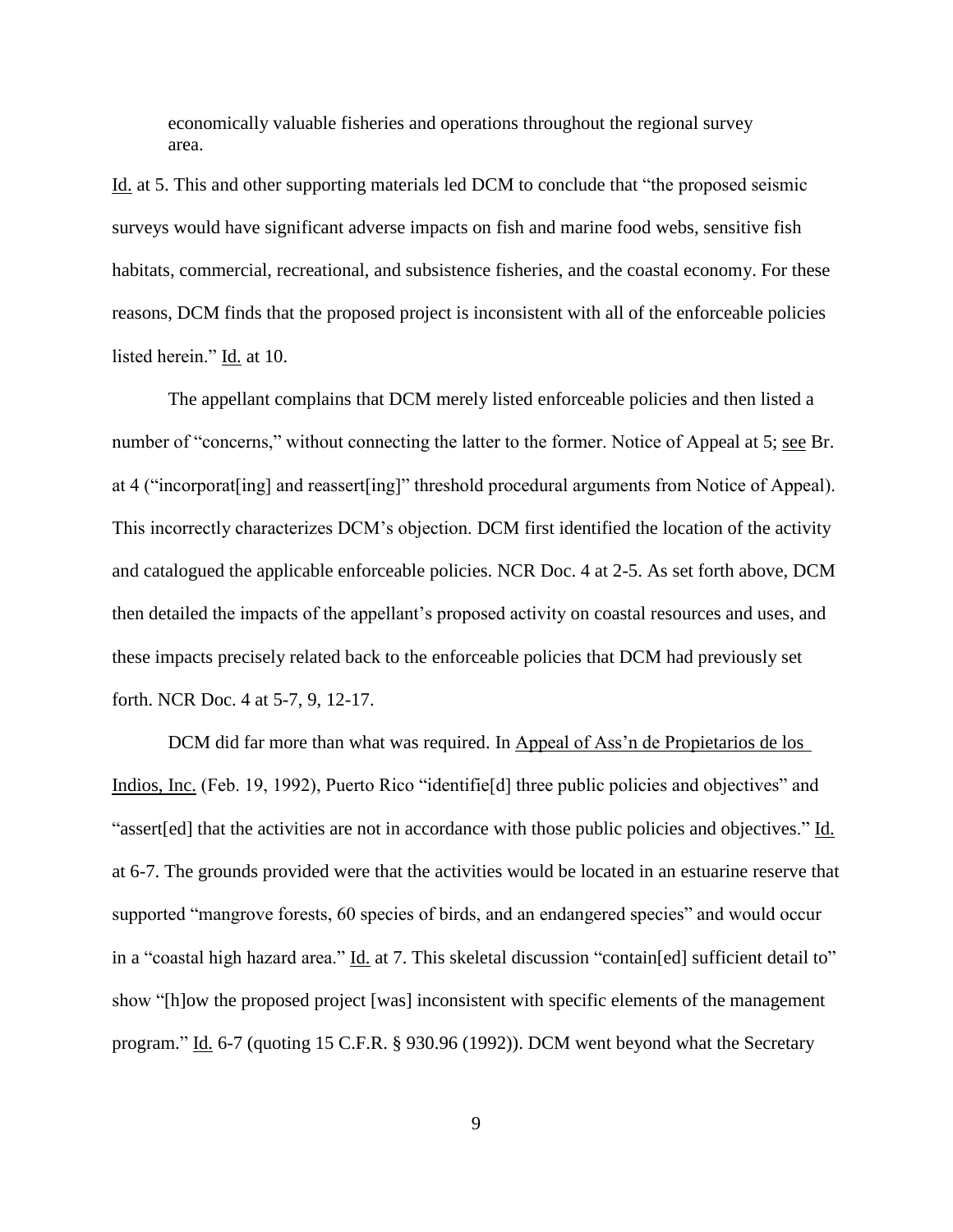> economically valuable fisheries and operations throughout the regional survey area.

Id. at 5. This and other supporting materials led DCM to conclude that "the proposed seismic surveys would have significant adverse impacts on fish and marine food webs, sensitive fish habitats, commercial, recreational, and subsistence fisheries, and the coastal economy. For these reasons, DCM finds that the proposed project is inconsistent with all of the enforceable policies listed herein." Id. at 10.

The appellant complains that DCM merely listed enforceable policies and then listed a number of "concerns," without connecting the latter to the former. Notice of Appeal at 5; see Br. at 4 ("incorporat[ing] and reassert[ing]" threshold procedural arguments from Notice of Appeal). This incorrectly characterizes DCM's objection. DCM first identified the location of the activity and catalogued the applicable enforceable policies. NCR Doc. 4 at 2-5. As set forth above, DCM then detailed the impacts of the appellant's proposed activity on coastal resources and uses, and these impacts precisely related back to the enforceable policies that DCM had previously set forth. NCR Doc. 4 at 5-7, 9, 12-17.

DCM did far more than what was required. In Appeal of Ass'n de Propietarios de los Indios, Inc. (Feb. 19, 1992), Puerto Rico "identifie[d] three public policies and objectives" and "assert[ed] that the activities are not in accordance with those public policies and objectives." Id. at 6-7. The grounds provided were that the activities would be located in an estuarine reserve that supported "mangrove forests, 60 species of birds, and an endangered species" and would occur in a "coastal high hazard area." Id. at 7. This skeletal discussion "contain[ed] sufficient detail to" show "[h]ow the proposed project [was] inconsistent with specific elements of the management program." Id. 6-7 (quoting 15 C.F.R. § 930.96 (1992)). DCM went beyond what the Secretary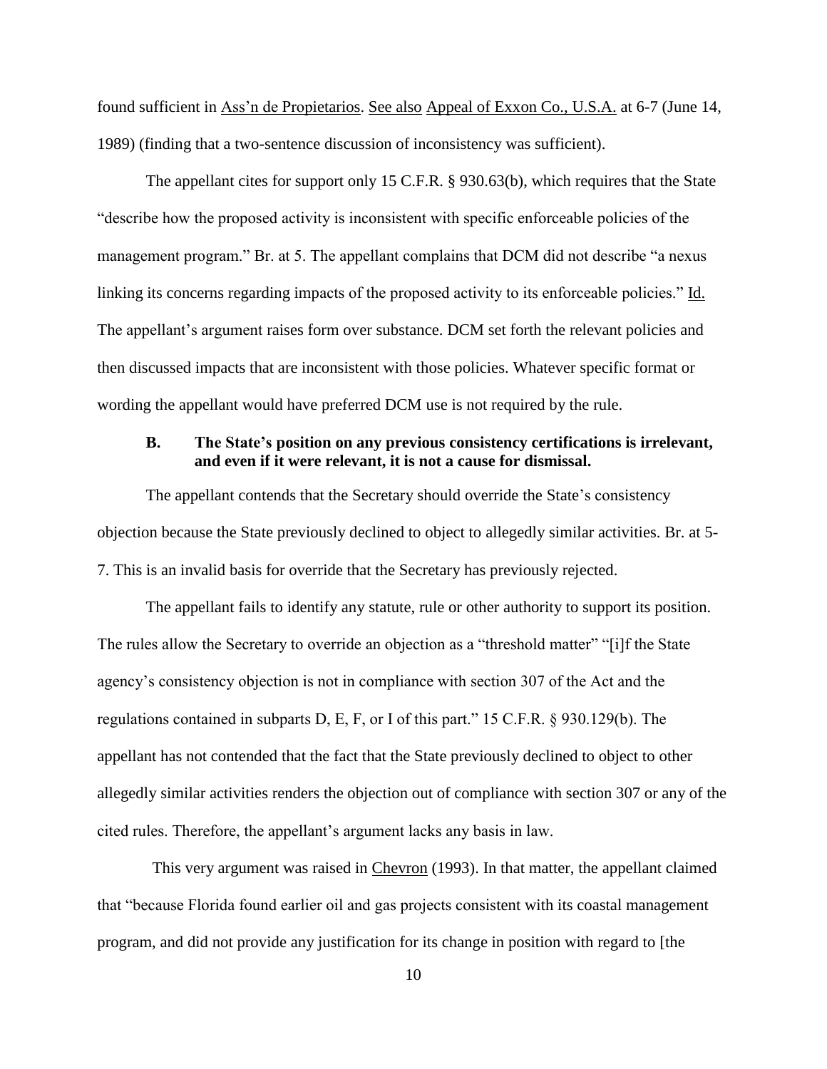found sufficient in Ass'n de Propietarios. See also Appeal of Exxon Co., U.S.A. at 6-7 (June 14, 1989) (finding that a two-sentence discussion of inconsistency was sufficient).

The appellant cites for support only 15 C.F.R. § 930.63(b), which requires that the State "describe how the proposed activity is inconsistent with specific enforceable policies of the management program." Br. at 5. The appellant complains that DCM did not describe "a nexus linking its concerns regarding impacts of the proposed activity to its enforceable policies." Id. The appellant's argument raises form over substance. DCM set forth the relevant policies and then discussed impacts that are inconsistent with those policies. Whatever specific format or wording the appellant would have preferred DCM use is not required by the rule.

### B. The State's position on any previous consistency certifications is irrelevant, and even if it were relevant, it is not a cause for dismissal.

The appellant contends that the Secretary should override the State's consistency objection because the State previously declined to object to allegedly similar activities. Br. at 5-7. This is an invalid basis for override that the Secretary has previously rejected.

The appellant fails to identify any statute, rule or other authority to support its position. The rules allow the Secretary to override an objection as a "threshold matter" "[i]f the State agency's consistency objection is not in compliance with section 307 of the Act and the regulations contained in subparts D, E, F, or I of this part." 15 C.F.R. § 930.129(b). The appellant has not contended that the fact that the State previously declined to object to other allegedly similar activities renders the objection out of compliance with section 307 or any of the cited rules. Therefore, the appellant's argument lacks any basis in law.

This very argument was raised in Chevron (1993). In that matter, the appellant claimed that "because Florida found earlier oil and gas projects consistent with its coastal management program, and did not provide any justification for its change in position with regard to [the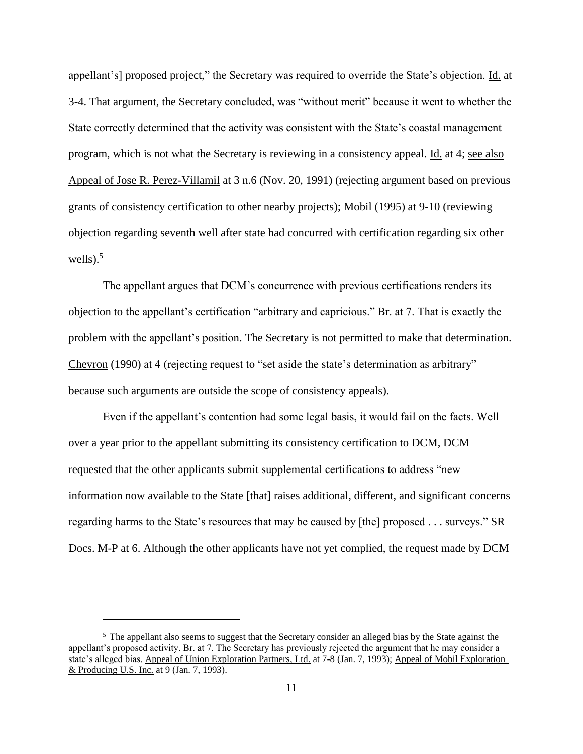appellant's] proposed project," the Secretary was required to override the State's objection. Id. at 3-4. That argument, the Secretary concluded, was "without merit" because it went to whether the State correctly determined that the activity was consistent with the State's coastal management program, which is not what the Secretary is reviewing in a consistency appeal. Id. at 4; see also Appeal of Jose R. Perez-Villamil at 3 n.6 (Nov. 20, 1991) (rejecting argument based on previous grants of consistency certification to other nearby projects); Mobil (1995) at 9-10 (reviewing objection regarding seventh well after state had concurred with certification regarding six other wells).[5]

The appellant argues that DCM's concurrence with previous certifications renders its objection to the appellant's certification "arbitrary and capricious." Br. at 7. That is exactly the problem with the appellant's position. The Secretary is not permitted to make that determination. Chevron (1990) at 4 (rejecting request to "set aside the state's determination as arbitrary" because such arguments are outside the scope of consistency appeals).

Even if the appellant's contention had some legal basis, it would fail on the facts. Well over a year prior to the appellant submitting its consistency certification to DCM, DCM requested that the other applicants submit supplemental certifications to address "new information now available to the State [that] raises additional, different, and significant concerns regarding harms to the State's resources that may be caused by [the] proposed . . . surveys." SR Docs. M-P at 6. Although the other applicants have not yet complied, the request made by DCM

[5] The appellant also seems to suggest that the Secretary consider an alleged bias by the State against the appellant's proposed activity. Br. at 7. The Secretary has previously rejected the argument that he may consider a state's alleged bias. Appeal of Union Exploration Partners, Ltd. at 7-8 (Jan. 7, 1993); Appeal of Mobil Exploration & Producing U.S. Inc. at 9 (Jan. 7, 1993).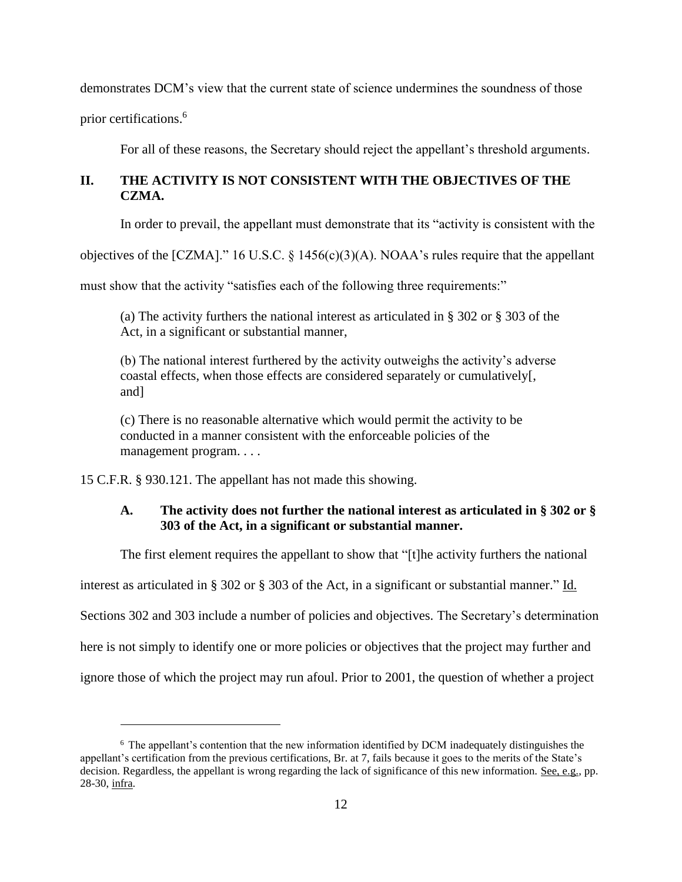demonstrates DCM's view that the current state of science undermines the soundness of those prior certifications.[6]

For all of these reasons, the Secretary should reject the appellant's threshold arguments.

## II. THE ACTIVITY IS NOT CONSISTENT WITH THE OBJECTIVES OF THE CZMA.

In order to prevail, the appellant must demonstrate that its "activity is consistent with the objectives of the [CZMA]." 16 U.S.C. § 1456(c)(3)(A). NOAA's rules require that the appellant must show that the activity "satisfies each of the following three requirements:"

> (a) The activity furthers the national interest as articulated in § 302 or § 303 of the Act, in a significant or substantial manner,
>
> (b) The national interest furthered by the activity outweighs the activity's adverse coastal effects, when those effects are considered separately or cumulatively[, and]
>
> (c) There is no reasonable alternative which would permit the activity to be conducted in a manner consistent with the enforceable policies of the management program. . . .

15 C.F.R. § 930.121. The appellant has not made this showing.

### A. The activity does not further the national interest as articulated in § 302 or § 303 of the Act, in a significant or substantial manner.

The first element requires the appellant to show that "[t]he activity furthers the national interest as articulated in § 302 or § 303 of the Act, in a significant or substantial manner." Id. Sections 302 and 303 include a number of policies and objectives. The Secretary's determination here is not simply to identify one or more policies or objectives that the project may further and ignore those of which the project may run afoul. Prior to 2001, the question of whether a project

[6] The appellant's contention that the new information identified by DCM inadequately distinguishes the appellant's certification from the previous certifications, Br. at 7, fails because it goes to the merits of the State's decision. Regardless, the appellant is wrong regarding the lack of significance of this new information. See, e.g., pp. 28-30, infra.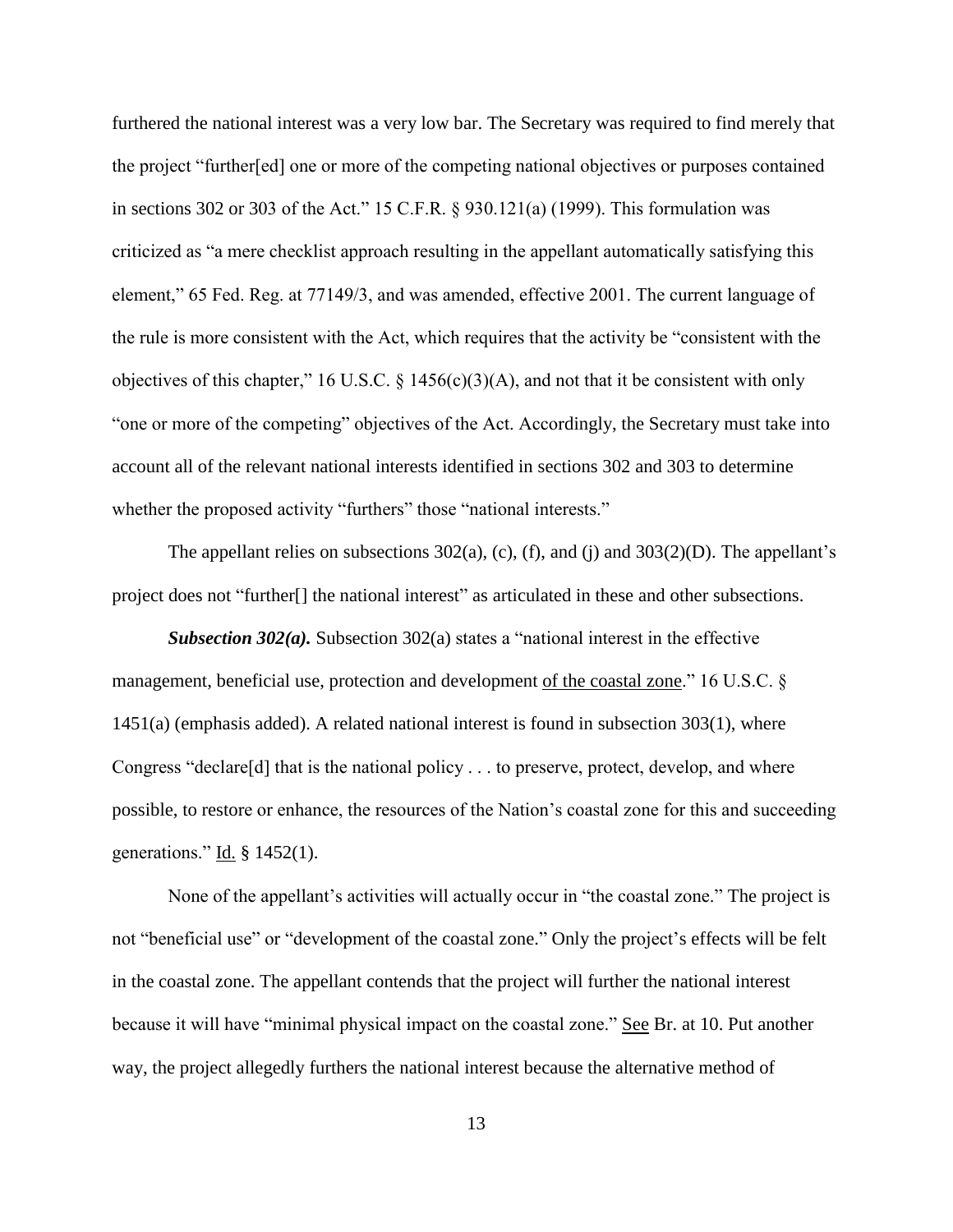furthered the national interest was a very low bar. The Secretary was required to find merely that the project "further[ed] one or more of the competing national objectives or purposes contained in sections 302 or 303 of the Act." 15 C.F.R. § 930.121(a) (1999). This formulation was criticized as "a mere checklist approach resulting in the appellant automatically satisfying this element," 65 Fed. Reg. at 77149/3, and was amended, effective 2001. The current language of the rule is more consistent with the Act, which requires that the activity be "consistent with the objectives of this chapter," 16 U.S.C. § 1456(c)(3)(A), and not that it be consistent with only "one or more of the competing" objectives of the Act. Accordingly, the Secretary must take into account all of the relevant national interests identified in sections 302 and 303 to determine whether the proposed activity "furthers" those "national interests."

The appellant relies on subsections 302(a), (c), (f), and (j) and 303(2)(D). The appellant's project does not "further[] the national interest" as articulated in these and other subsections.

***Subsection 302(a).*** Subsection 302(a) states a "national interest in the effective management, beneficial use, protection and development of the coastal zone." 16 U.S.C. § 1451(a) (emphasis added). A related national interest is found in subsection 303(1), where Congress "declare[d] that is the national policy . . . to preserve, protect, develop, and where possible, to restore or enhance, the resources of the Nation's coastal zone for this and succeeding generations." Id. § 1452(1).

None of the appellant's activities will actually occur in "the coastal zone." The project is not "beneficial use" or "development of the coastal zone." Only the project's effects will be felt in the coastal zone. The appellant contends that the project will further the national interest because it will have "minimal physical impact on the coastal zone." See Br. at 10. Put another way, the project allegedly furthers the national interest because the alternative method of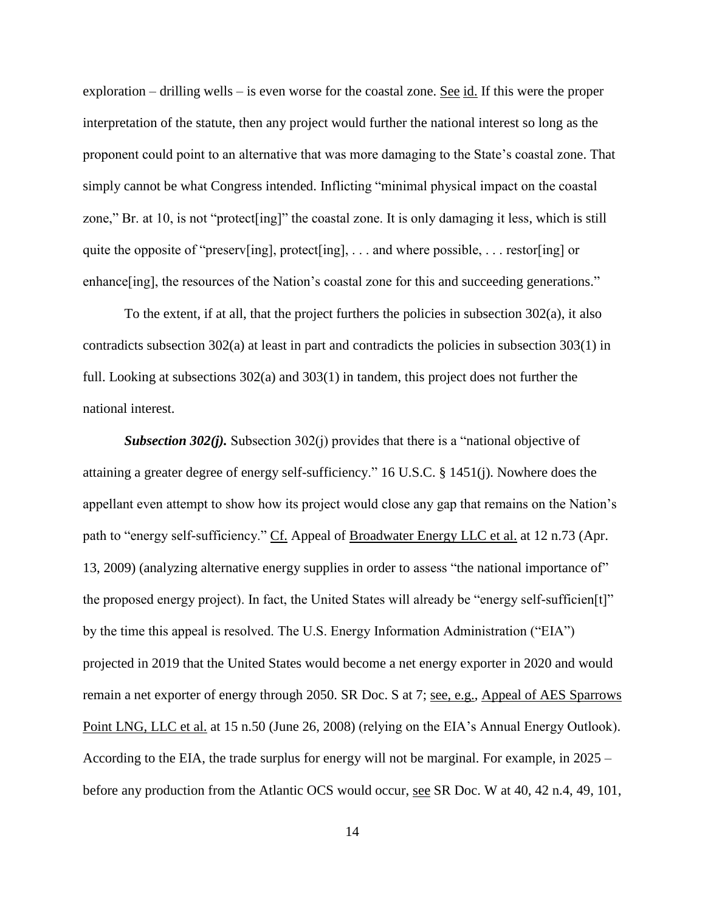exploration – drilling wells – is even worse for the coastal zone. See id. If this were the proper interpretation of the statute, then any project would further the national interest so long as the proponent could point to an alternative that was more damaging to the State's coastal zone. That simply cannot be what Congress intended. Inflicting "minimal physical impact on the coastal zone," Br. at 10, is not "protect[ing]" the coastal zone. It is only damaging it less, which is still quite the opposite of "preserv[ing], protect[ing], . . . and where possible, . . . restor[ing] or enhance[ing], the resources of the Nation's coastal zone for this and succeeding generations."

To the extent, if at all, that the project furthers the policies in subsection 302(a), it also contradicts subsection 302(a) at least in part and contradicts the policies in subsection 303(1) in full. Looking at subsections 302(a) and 303(1) in tandem, this project does not further the national interest.

***Subsection 302(j).*** Subsection 302(j) provides that there is a "national objective of attaining a greater degree of energy self-sufficiency." 16 U.S.C. § 1451(j). Nowhere does the appellant even attempt to show how its project would close any gap that remains on the Nation's path to "energy self-sufficiency." Cf. Appeal of Broadwater Energy LLC et al. at 12 n.73 (Apr. 13, 2009) (analyzing alternative energy supplies in order to assess "the national importance of" the proposed energy project). In fact, the United States will already be "energy self-sufficien[t]" by the time this appeal is resolved. The U.S. Energy Information Administration ("EIA") projected in 2019 that the United States would become a net energy exporter in 2020 and would remain a net exporter of energy through 2050. SR Doc. S at 7; see, e.g., Appeal of AES Sparrows Point LNG, LLC et al. at 15 n.50 (June 26, 2008) (relying on the EIA's Annual Energy Outlook). According to the EIA, the trade surplus for energy will not be marginal. For example, in 2025 – before any production from the Atlantic OCS would occur, see SR Doc. W at 40, 42 n.4, 49, 101,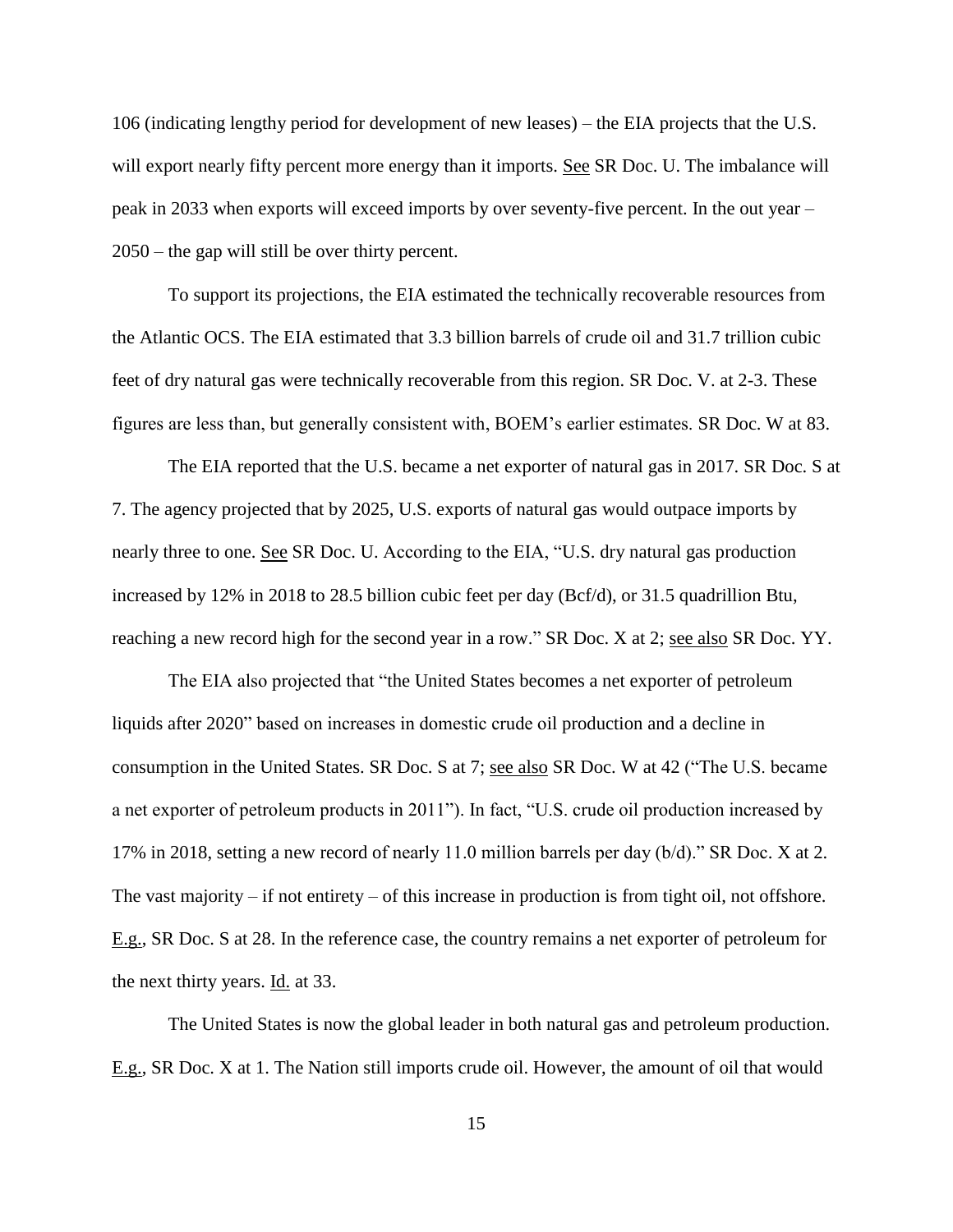106 (indicating lengthy period for development of new leases) – the EIA projects that the U.S. will export nearly fifty percent more energy than it imports. See SR Doc. U. The imbalance will peak in 2033 when exports will exceed imports by over seventy-five percent. In the out year – 2050 – the gap will still be over thirty percent.

To support its projections, the EIA estimated the technically recoverable resources from the Atlantic OCS. The EIA estimated that 3.3 billion barrels of crude oil and 31.7 trillion cubic feet of dry natural gas were technically recoverable from this region. SR Doc. V. at 2-3. These figures are less than, but generally consistent with, BOEM's earlier estimates. SR Doc. W at 83.

The EIA reported that the U.S. became a net exporter of natural gas in 2017. SR Doc. S at 7. The agency projected that by 2025, U.S. exports of natural gas would outpace imports by nearly three to one. See SR Doc. U. According to the EIA, "U.S. dry natural gas production increased by 12% in 2018 to 28.5 billion cubic feet per day (Bcf/d), or 31.5 quadrillion Btu, reaching a new record high for the second year in a row." SR Doc. X at 2; see also SR Doc. YY.

The EIA also projected that "the United States becomes a net exporter of petroleum liquids after 2020" based on increases in domestic crude oil production and a decline in consumption in the United States. SR Doc. S at 7; see also SR Doc. W at 42 ("The U.S. became a net exporter of petroleum products in 2011"). In fact, "U.S. crude oil production increased by 17% in 2018, setting a new record of nearly 11.0 million barrels per day (b/d)." SR Doc. X at 2. The vast majority – if not entirety – of this increase in production is from tight oil, not offshore. E.g., SR Doc. S at 28. In the reference case, the country remains a net exporter of petroleum for the next thirty years. Id. at 33.

The United States is now the global leader in both natural gas and petroleum production. E.g., SR Doc. X at 1. The Nation still imports crude oil. However, the amount of oil that would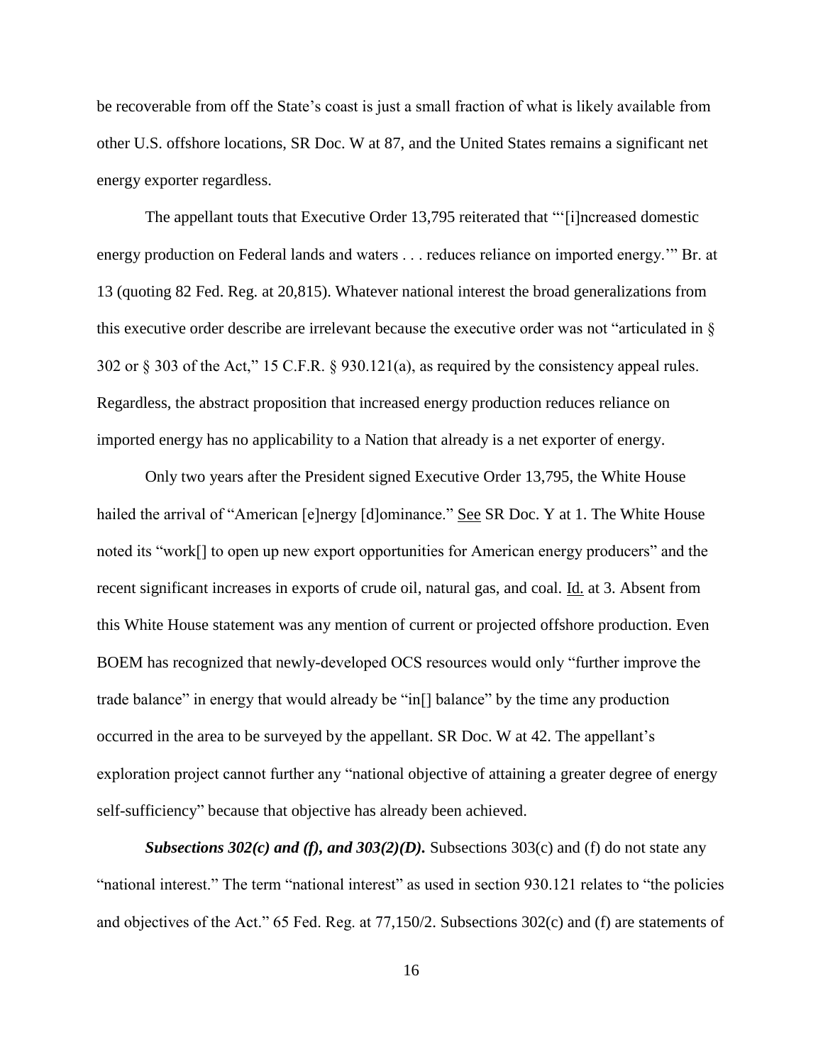be recoverable from off the State's coast is just a small fraction of what is likely available from other U.S. offshore locations, SR Doc. W at 87, and the United States remains a significant net energy exporter regardless.

The appellant touts that Executive Order 13,795 reiterated that "'[i]ncreased domestic energy production on Federal lands and waters . . . reduces reliance on imported energy.'" Br. at 13 (quoting 82 Fed. Reg. at 20,815). Whatever national interest the broad generalizations from this executive order describe are irrelevant because the executive order was not "articulated in § 302 or § 303 of the Act," 15 C.F.R. § 930.121(a), as required by the consistency appeal rules. Regardless, the abstract proposition that increased energy production reduces reliance on imported energy has no applicability to a Nation that already is a net exporter of energy.

Only two years after the President signed Executive Order 13,795, the White House hailed the arrival of "American [e]nergy [d]ominance." See SR Doc. Y at 1. The White House noted its "work[] to open up new export opportunities for American energy producers" and the recent significant increases in exports of crude oil, natural gas, and coal. Id. at 3. Absent from this White House statement was any mention of current or projected offshore production. Even BOEM has recognized that newly-developed OCS resources would only "further improve the trade balance" in energy that would already be "in[] balance" by the time any production occurred in the area to be surveyed by the appellant. SR Doc. W at 42. The appellant's exploration project cannot further any "national objective of attaining a greater degree of energy self-sufficiency" because that objective has already been achieved.

***Subsections 302(c) and (f), and 303(2)(D).*** Subsections 303(c) and (f) do not state any "national interest." The term "national interest" as used in section 930.121 relates to "the policies and objectives of the Act." 65 Fed. Reg. at 77,150/2. Subsections 302(c) and (f) are statements of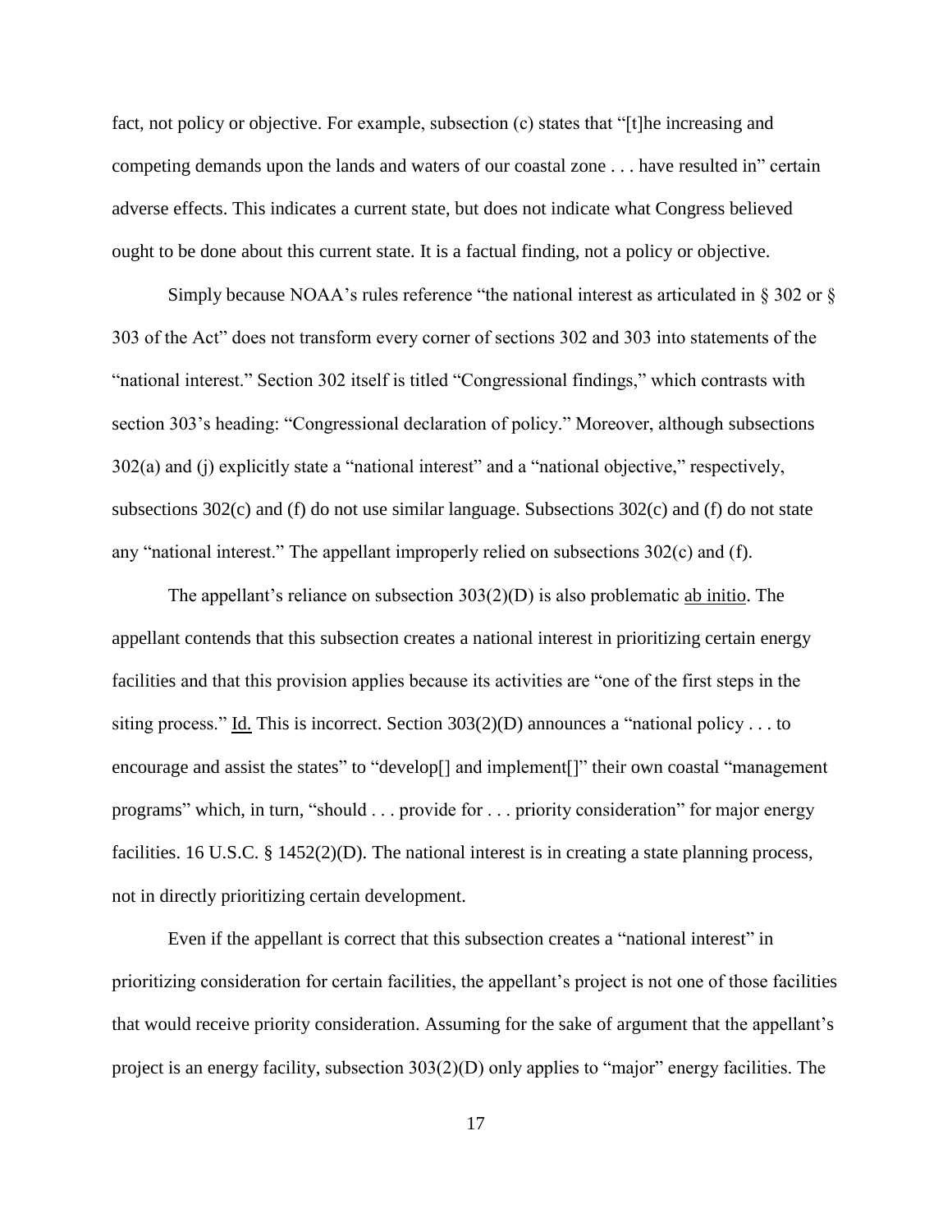fact, not policy or objective. For example, subsection (c) states that "[t]he increasing and competing demands upon the lands and waters of our coastal zone . . . have resulted in" certain adverse effects. This indicates a current state, but does not indicate what Congress believed ought to be done about this current state. It is a factual finding, not a policy or objective.

Simply because NOAA's rules reference "the national interest as articulated in § 302 or § 303 of the Act" does not transform every corner of sections 302 and 303 into statements of the "national interest." Section 302 itself is titled "Congressional findings," which contrasts with section 303's heading: "Congressional declaration of policy." Moreover, although subsections 302(a) and (j) explicitly state a "national interest" and a "national objective," respectively, subsections 302(c) and (f) do not use similar language. Subsections 302(c) and (f) do not state any "national interest." The appellant improperly relied on subsections 302(c) and (f).

The appellant's reliance on subsection 303(2)(D) is also problematic <u>ab initio</u>. The appellant contends that this subsection creates a national interest in prioritizing certain energy facilities and that this provision applies because its activities are "one of the first steps in the siting process." <u>Id.</u> This is incorrect. Section 303(2)(D) announces a "national policy . . . to encourage and assist the states" to "develop[] and implement[]" their own coastal "management programs" which, in turn, "should . . . provide for . . . priority consideration" for major energy facilities. 16 U.S.C. § 1452(2)(D). The national interest is in creating a state planning process, not in directly prioritizing certain development.

Even if the appellant is correct that this subsection creates a "national interest" in prioritizing consideration for certain facilities, the appellant's project is not one of those facilities that would receive priority consideration. Assuming for the sake of argument that the appellant's project is an energy facility, subsection 303(2)(D) only applies to "major" energy facilities. The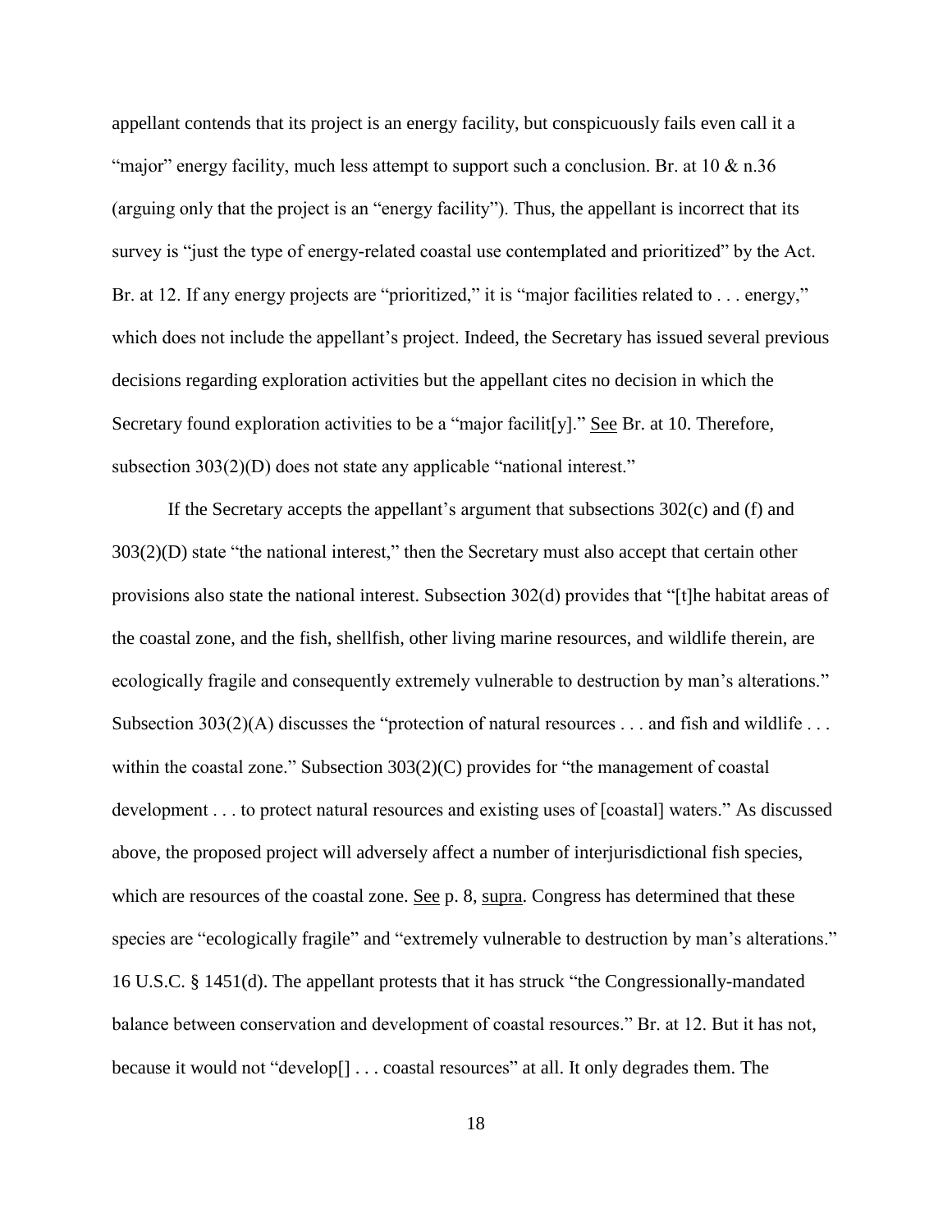appellant contends that its project is an energy facility, but conspicuously fails even call it a "major" energy facility, much less attempt to support such a conclusion. Br. at 10 & n.36 (arguing only that the project is an "energy facility"). Thus, the appellant is incorrect that its survey is "just the type of energy-related coastal use contemplated and prioritized" by the Act. Br. at 12. If any energy projects are "prioritized," it is "major facilities related to . . . energy," which does not include the appellant's project. Indeed, the Secretary has issued several previous decisions regarding exploration activities but the appellant cites no decision in which the Secretary found exploration activities to be a "major facilit[y]." See Br. at 10. Therefore, subsection 303(2)(D) does not state any applicable "national interest."

If the Secretary accepts the appellant's argument that subsections 302(c) and (f) and 303(2)(D) state "the national interest," then the Secretary must also accept that certain other provisions also state the national interest. Subsection 302(d) provides that "[t]he habitat areas of the coastal zone, and the fish, shellfish, other living marine resources, and wildlife therein, are ecologically fragile and consequently extremely vulnerable to destruction by man's alterations." Subsection 303(2)(A) discusses the "protection of natural resources . . . and fish and wildlife . . . within the coastal zone." Subsection 303(2)(C) provides for "the management of coastal development . . . to protect natural resources and existing uses of [coastal] waters." As discussed above, the proposed project will adversely affect a number of interjurisdictional fish species, which are resources of the coastal zone. See p. 8, supra. Congress has determined that these species are "ecologically fragile" and "extremely vulnerable to destruction by man's alterations." 16 U.S.C. § 1451(d). The appellant protests that it has struck "the Congressionally-mandated balance between conservation and development of coastal resources." Br. at 12. But it has not, because it would not "develop[] . . . coastal resources" at all. It only degrades them. The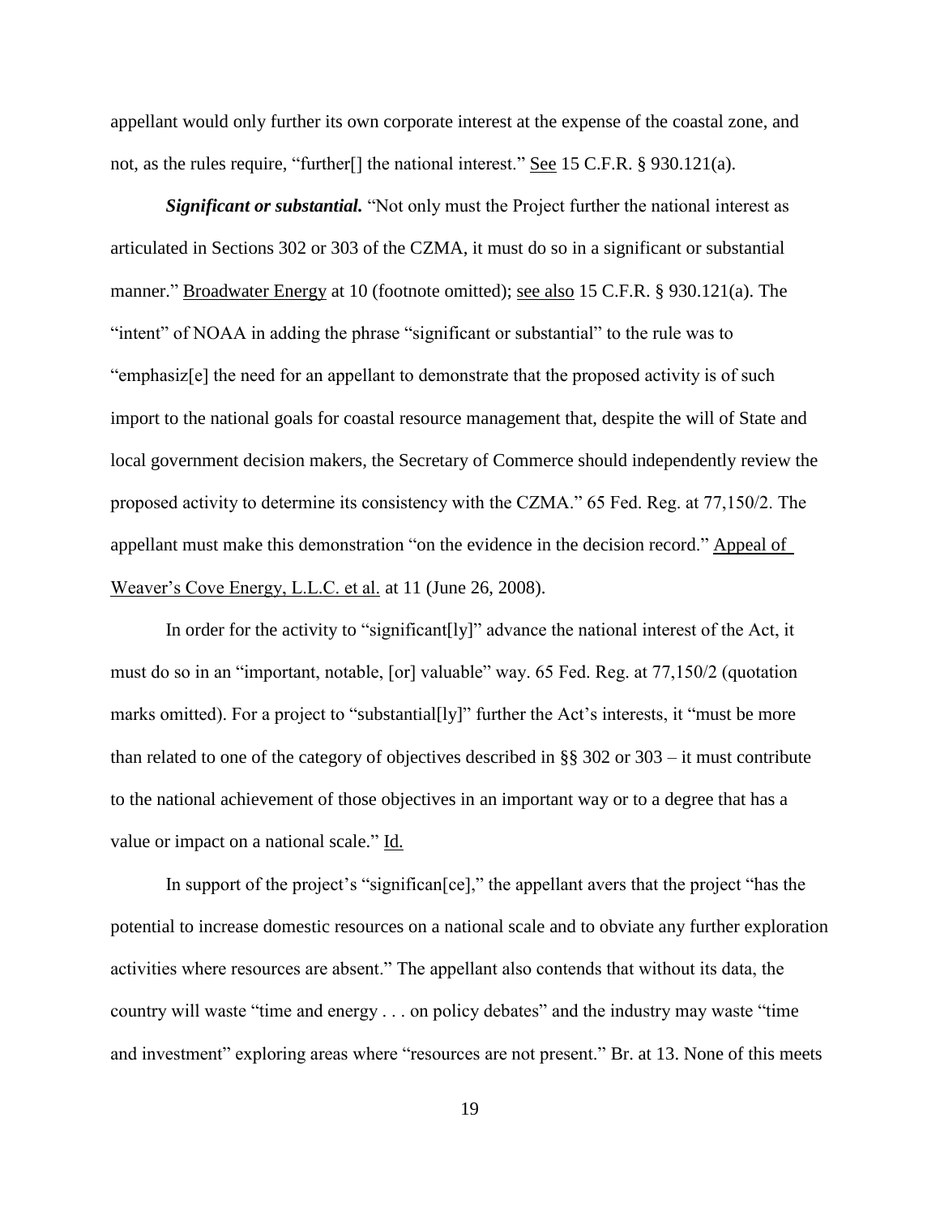appellant would only further its own corporate interest at the expense of the coastal zone, and not, as the rules require, "further[] the national interest." See 15 C.F.R. § 930.121(a).

***Significant or substantial.*** "Not only must the Project further the national interest as articulated in Sections 302 or 303 of the CZMA, it must do so in a significant or substantial manner." Broadwater Energy at 10 (footnote omitted); see also 15 C.F.R. § 930.121(a). The "intent" of NOAA in adding the phrase "significant or substantial" to the rule was to "emphasiz[e] the need for an appellant to demonstrate that the proposed activity is of such import to the national goals for coastal resource management that, despite the will of State and local government decision makers, the Secretary of Commerce should independently review the proposed activity to determine its consistency with the CZMA." 65 Fed. Reg. at 77,150/2. The appellant must make this demonstration "on the evidence in the decision record." Appeal of Weaver's Cove Energy, L.L.C. et al. at 11 (June 26, 2008).

In order for the activity to "significant[ly]" advance the national interest of the Act, it must do so in an "important, notable, [or] valuable" way. 65 Fed. Reg. at 77,150/2 (quotation marks omitted). For a project to "substantial[ly]" further the Act's interests, it "must be more than related to one of the category of objectives described in §§ 302 or 303 – it must contribute to the national achievement of those objectives in an important way or to a degree that has a value or impact on a national scale." Id.

In support of the project's "significan[ce]," the appellant avers that the project "has the potential to increase domestic resources on a national scale and to obviate any further exploration activities where resources are absent." The appellant also contends that without its data, the country will waste "time and energy . . . on policy debates" and the industry may waste "time and investment" exploring areas where "resources are not present." Br. at 13. None of this meets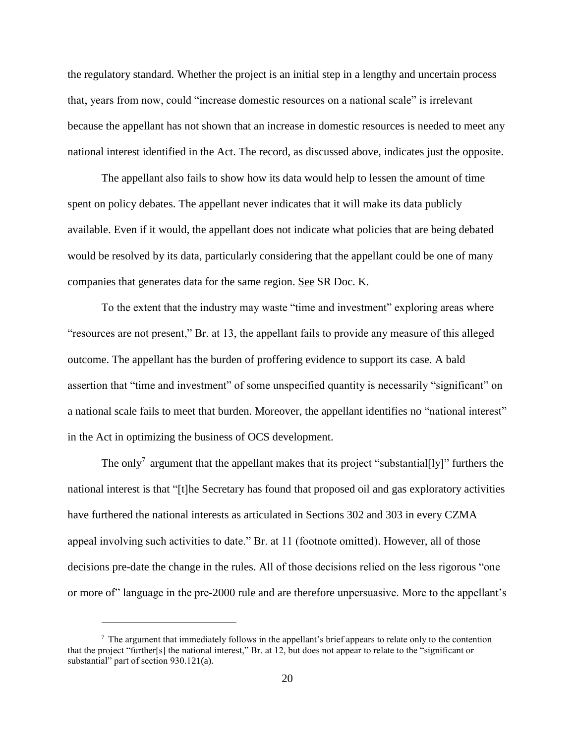the regulatory standard. Whether the project is an initial step in a lengthy and uncertain process that, years from now, could "increase domestic resources on a national scale" is irrelevant because the appellant has not shown that an increase in domestic resources is needed to meet any national interest identified in the Act. The record, as discussed above, indicates just the opposite.

The appellant also fails to show how its data would help to lessen the amount of time spent on policy debates. The appellant never indicates that it will make its data publicly available. Even if it would, the appellant does not indicate what policies that are being debated would be resolved by its data, particularly considering that the appellant could be one of many companies that generates data for the same region. See SR Doc. K.

To the extent that the industry may waste "time and investment" exploring areas where "resources are not present," Br. at 13, the appellant fails to provide any measure of this alleged outcome. The appellant has the burden of proffering evidence to support its case. A bald assertion that "time and investment" of some unspecified quantity is necessarily "significant" on a national scale fails to meet that burden. Moreover, the appellant identifies no "national interest" in the Act in optimizing the business of OCS development.

The only[7] argument that the appellant makes that its project "substantial[ly]" furthers the national interest is that "[t]he Secretary has found that proposed oil and gas exploratory activities have furthered the national interests as articulated in Sections 302 and 303 in every CZMA appeal involving such activities to date." Br. at 11 (footnote omitted). However, all of those decisions pre-date the change in the rules. All of those decisions relied on the less rigorous "one or more of" language in the pre-2000 rule and are therefore unpersuasive. More to the appellant's

[7] The argument that immediately follows in the appellant's brief appears to relate only to the contention that the project "further[s] the national interest," Br. at 12, but does not appear to relate to the "significant or substantial" part of section 930.121(a).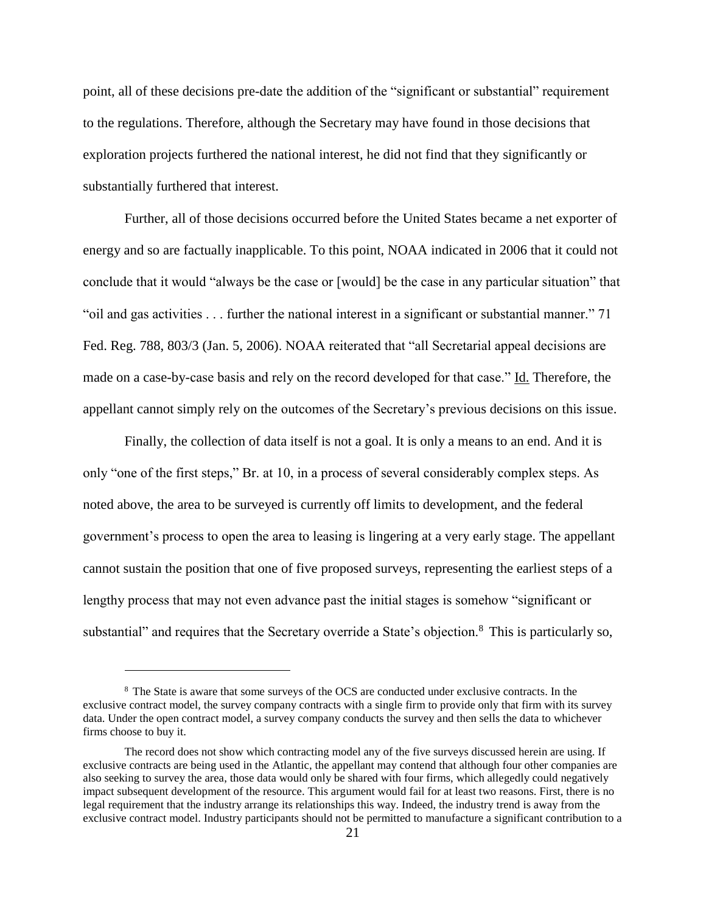point, all of these decisions pre-date the addition of the "significant or substantial" requirement to the regulations. Therefore, although the Secretary may have found in those decisions that exploration projects furthered the national interest, he did not find that they significantly or substantially furthered that interest.

Further, all of those decisions occurred before the United States became a net exporter of energy and so are factually inapplicable. To this point, NOAA indicated in 2006 that it could not conclude that it would "always be the case or [would] be the case in any particular situation" that "oil and gas activities . . . further the national interest in a significant or substantial manner." 71 Fed. Reg. 788, 803/3 (Jan. 5, 2006). NOAA reiterated that "all Secretarial appeal decisions are made on a case-by-case basis and rely on the record developed for that case." Id. Therefore, the appellant cannot simply rely on the outcomes of the Secretary's previous decisions on this issue.

Finally, the collection of data itself is not a goal. It is only a means to an end. And it is only "one of the first steps," Br. at 10, in a process of several considerably complex steps. As noted above, the area to be surveyed is currently off limits to development, and the federal government's process to open the area to leasing is lingering at a very early stage. The appellant cannot sustain the position that one of five proposed surveys, representing the earliest steps of a lengthy process that may not even advance past the initial stages is somehow "significant or substantial" and requires that the Secretary override a State's objection.[8] This is particularly so,

[8] The State is aware that some surveys of the OCS are conducted under exclusive contracts. In the exclusive contract model, the survey company contracts with a single firm to provide only that firm with its survey data. Under the open contract model, a survey company conducts the survey and then sells the data to whichever firms choose to buy it.

The record does not show which contracting model any of the five surveys discussed herein are using. If exclusive contracts are being used in the Atlantic, the appellant may contend that although four other companies are also seeking to survey the area, those data would only be shared with four firms, which allegedly could negatively impact subsequent development of the resource. This argument would fail for at least two reasons. First, there is no legal requirement that the industry arrange its relationships this way. Indeed, the industry trend is away from the exclusive contract model. Industry participants should not be permitted to manufacture a significant contribution to a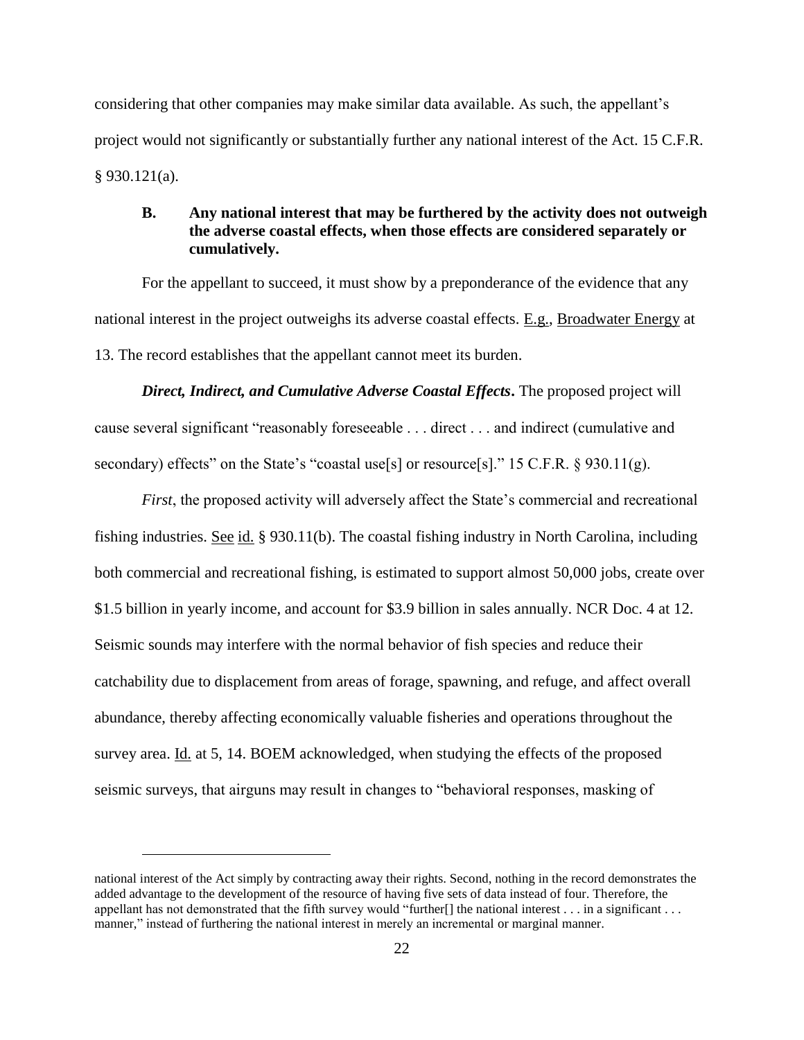considering that other companies may make similar data available. As such, the appellant's project would not significantly or substantially further any national interest of the Act. 15 C.F.R. § 930.121(a).

### B. Any national interest that may be furthered by the activity does not outweigh the adverse coastal effects, when those effects are considered separately or cumulatively.

For the appellant to succeed, it must show by a preponderance of the evidence that any national interest in the project outweighs its adverse coastal effects. E.g., Broadwater Energy at 13. The record establishes that the appellant cannot meet its burden.

***Direct, Indirect, and Cumulative Adverse Coastal Effects*.** The proposed project will cause several significant "reasonably foreseeable . . . direct . . . and indirect (cumulative and secondary) effects" on the State's "coastal use[s] or resource[s]." 15 C.F.R. § 930.11(g).

*First*, the proposed activity will adversely affect the State's commercial and recreational fishing industries. See id. § 930.11(b). The coastal fishing industry in North Carolina, including both commercial and recreational fishing, is estimated to support almost 50,000 jobs, create over $1.5 billion in yearly income, and account for $3.9 billion in sales annually. NCR Doc. 4 at 12. Seismic sounds may interfere with the normal behavior of fish species and reduce their catchability due to displacement from areas of forage, spawning, and refuge, and affect overall abundance, thereby affecting economically valuable fisheries and operations throughout the survey area. Id. at 5, 14. BOEM acknowledged, when studying the effects of the proposed seismic surveys, that airguns may result in changes to "behavioral responses, masking of

---

national interest of the Act simply by contracting away their rights. Second, nothing in the record demonstrates the added advantage to the development of the resource of having five sets of data instead of four. Therefore, the appellant has not demonstrated that the fifth survey would "further[] the national interest . . . in a significant . . . manner," instead of furthering the national interest in merely an incremental or marginal manner.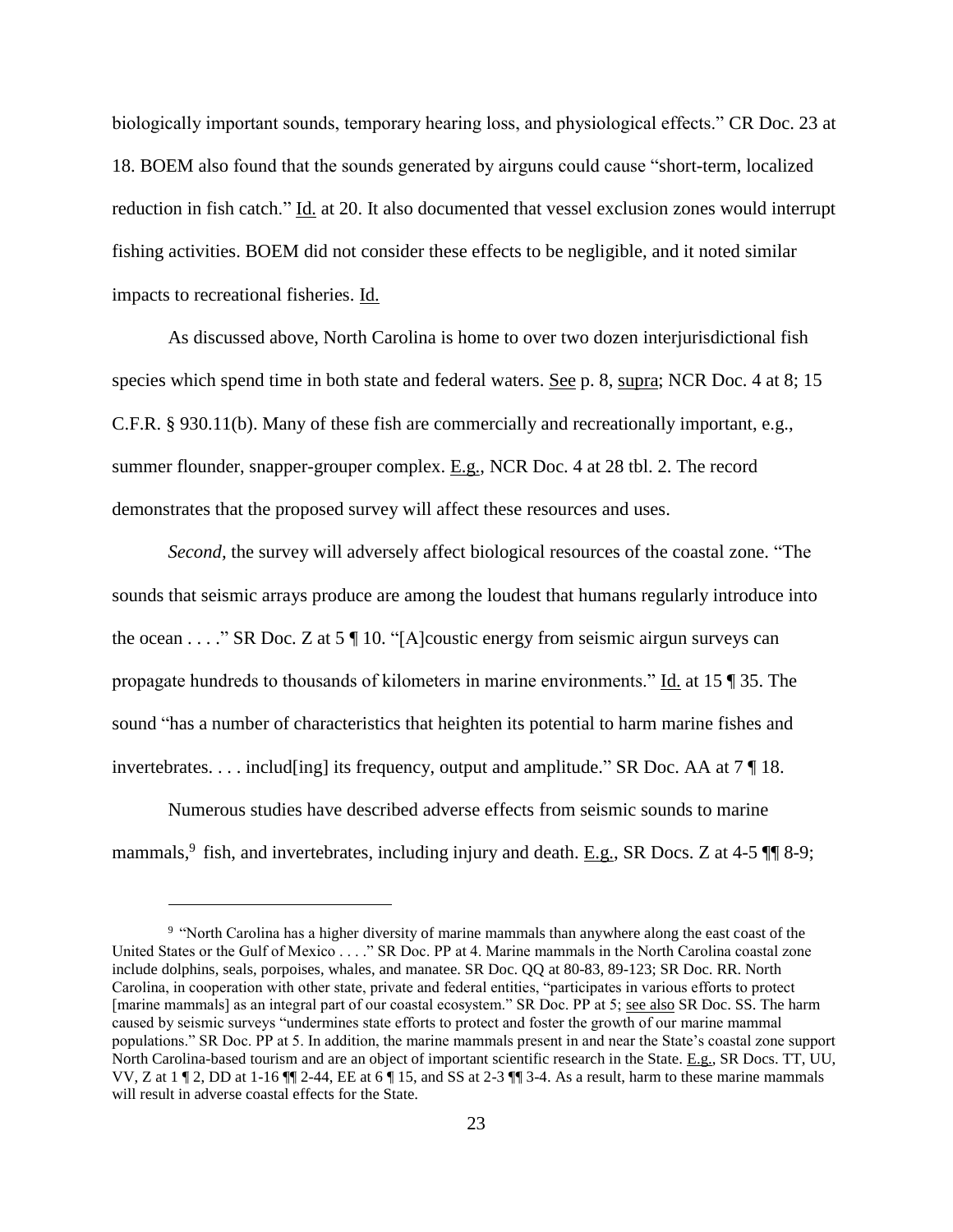biologically important sounds, temporary hearing loss, and physiological effects." CR Doc. 23 at 18. BOEM also found that the sounds generated by airguns could cause "short-term, localized reduction in fish catch." Id. at 20. It also documented that vessel exclusion zones would interrupt fishing activities. BOEM did not consider these effects to be negligible, and it noted similar impacts to recreational fisheries. Id.

As discussed above, North Carolina is home to over two dozen interjurisdictional fish species which spend time in both state and federal waters. See p. 8, supra; NCR Doc. 4 at 8; 15 C.F.R. § 930.11(b). Many of these fish are commercially and recreationally important, e.g., summer flounder, snapper-grouper complex. E.g., NCR Doc. 4 at 28 tbl. 2. The record demonstrates that the proposed survey will affect these resources and uses.

*Second*, the survey will adversely affect biological resources of the coastal zone. "The sounds that seismic arrays produce are among the loudest that humans regularly introduce into the ocean . . . ." SR Doc. Z at 5 ¶ 10. "[A]coustic energy from seismic airgun surveys can propagate hundreds to thousands of kilometers in marine environments." Id. at 15 ¶ 35. The sound "has a number of characteristics that heighten its potential to harm marine fishes and invertebrates. . . . includ[ing] its frequency, output and amplitude." SR Doc. AA at 7 ¶ 18.

Numerous studies have described adverse effects from seismic sounds to marine mammals,[9] fish, and invertebrates, including injury and death. E.g., SR Docs. Z at 4-5 ¶¶ 8-9;

---

[9] "North Carolina has a higher diversity of marine mammals than anywhere along the east coast of the United States or the Gulf of Mexico . . . ." SR Doc. PP at 4. Marine mammals in the North Carolina coastal zone include dolphins, seals, porpoises, whales, and manatee. SR Doc. QQ at 80-83, 89-123; SR Doc. RR. North Carolina, in cooperation with other state, private and federal entities, "participates in various efforts to protect [marine mammals] as an integral part of our coastal ecosystem." SR Doc. PP at 5; see also SR Doc. SS. The harm caused by seismic surveys "undermines state efforts to protect and foster the growth of our marine mammal populations." SR Doc. PP at 5. In addition, the marine mammals present in and near the State's coastal zone support North Carolina-based tourism and are an object of important scientific research in the State. E.g., SR Docs. TT, UU, VV, Z at 1 ¶ 2, DD at 1-16 ¶¶ 2-44, EE at 6 ¶ 15, and SS at 2-3 ¶¶ 3-4. As a result, harm to these marine mammals will result in adverse coastal effects for the State.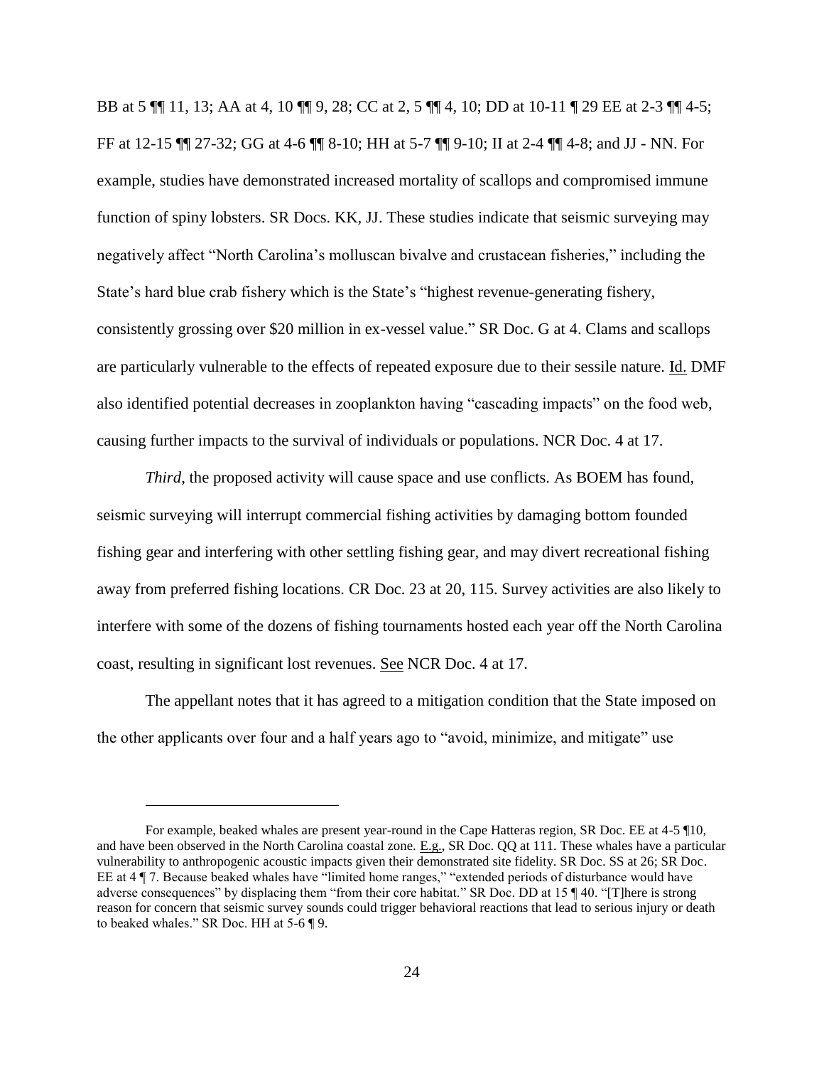BB at 5 ¶¶ 11, 13; AA at 4, 10 ¶¶ 9, 28; CC at 2, 5 ¶¶ 4, 10; DD at 10-11 ¶ 29 EE at 2-3 ¶¶ 4-5; FF at 12-15 ¶¶ 27-32; GG at 4-6 ¶¶ 8-10; HH at 5-7 ¶¶ 9-10; II at 2-4 ¶¶ 4-8; and JJ - NN. For example, studies have demonstrated increased mortality of scallops and compromised immune function of spiny lobsters. SR Docs. KK, JJ. These studies indicate that seismic surveying may negatively affect "North Carolina's molluscan bivalve and crustacean fisheries," including the State's hard blue crab fishery which is the State's "highest revenue-generating fishery, consistently grossing over $20 million in ex-vessel value." SR Doc. G at 4. Clams and scallops are particularly vulnerable to the effects of repeated exposure due to their sessile nature. Id. DMF also identified potential decreases in zooplankton having "cascading impacts" on the food web, causing further impacts to the survival of individuals or populations. NCR Doc. 4 at 17.

*Third*, the proposed activity will cause space and use conflicts. As BOEM has found, seismic surveying will interrupt commercial fishing activities by damaging bottom founded fishing gear and interfering with other settling fishing gear, and may divert recreational fishing away from preferred fishing locations. CR Doc. 23 at 20, 115. Survey activities are also likely to interfere with some of the dozens of fishing tournaments hosted each year off the North Carolina coast, resulting in significant lost revenues. See NCR Doc. 4 at 17.

The appellant notes that it has agreed to a mitigation condition that the State imposed on the other applicants over four and a half years ago to "avoid, minimize, and mitigate" use

---

For example, beaked whales are present year-round in the Cape Hatteras region, SR Doc. EE at 4-5 ¶10, and have been observed in the North Carolina coastal zone. E.g., SR Doc. QQ at 111. These whales have a particular vulnerability to anthropogenic acoustic impacts given their demonstrated site fidelity. SR Doc. SS at 26; SR Doc. EE at 4 ¶ 7. Because beaked whales have "limited home ranges," "extended periods of disturbance would have adverse consequences" by displacing them "from their core habitat." SR Doc. DD at 15 ¶ 40. "[T]here is strong reason for concern that seismic survey sounds could trigger behavioral reactions that lead to serious injury or death to beaked whales." SR Doc. HH at 5-6 ¶ 9.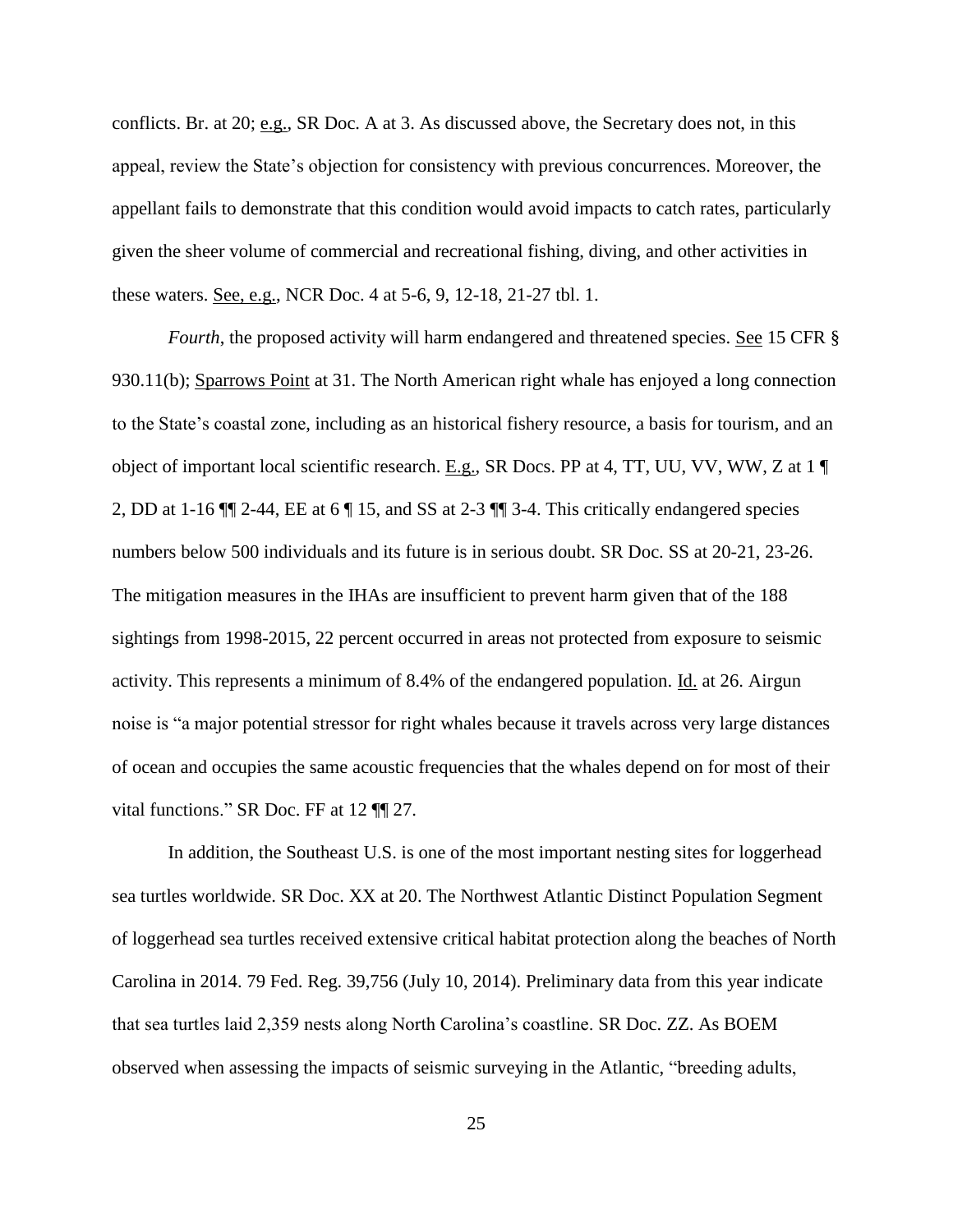conflicts. Br. at 20; e.g., SR Doc. A at 3. As discussed above, the Secretary does not, in this appeal, review the State's objection for consistency with previous concurrences. Moreover, the appellant fails to demonstrate that this condition would avoid impacts to catch rates, particularly given the sheer volume of commercial and recreational fishing, diving, and other activities in these waters. See, e.g., NCR Doc. 4 at 5-6, 9, 12-18, 21-27 tbl. 1.

*Fourth*, the proposed activity will harm endangered and threatened species. See 15 CFR § 930.11(b); Sparrows Point at 31. The North American right whale has enjoyed a long connection to the State's coastal zone, including as an historical fishery resource, a basis for tourism, and an object of important local scientific research. E.g., SR Docs. PP at 4, TT, UU, VV, WW, Z at 1 ¶ 2, DD at 1-16 ¶¶ 2-44, EE at 6 ¶ 15, and SS at 2-3 ¶¶ 3-4. This critically endangered species numbers below 500 individuals and its future is in serious doubt. SR Doc. SS at 20-21, 23-26. The mitigation measures in the IHAs are insufficient to prevent harm given that of the 188 sightings from 1998-2015, 22 percent occurred in areas not protected from exposure to seismic activity. This represents a minimum of 8.4% of the endangered population. Id. at 26. Airgun noise is "a major potential stressor for right whales because it travels across very large distances of ocean and occupies the same acoustic frequencies that the whales depend on for most of their vital functions." SR Doc. FF at 12 ¶¶ 27.

In addition, the Southeast U.S. is one of the most important nesting sites for loggerhead sea turtles worldwide. SR Doc. XX at 20. The Northwest Atlantic Distinct Population Segment of loggerhead sea turtles received extensive critical habitat protection along the beaches of North Carolina in 2014. 79 Fed. Reg. 39,756 (July 10, 2014). Preliminary data from this year indicate that sea turtles laid 2,359 nests along North Carolina's coastline. SR Doc. ZZ. As BOEM observed when assessing the impacts of seismic surveying in the Atlantic, "breeding adults,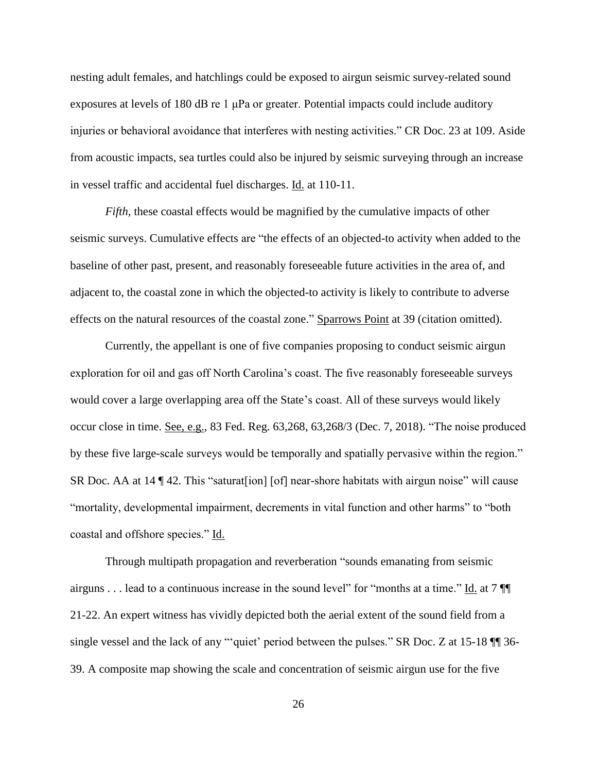nesting adult females, and hatchlings could be exposed to airgun seismic survey-related sound exposures at levels of 180 dB re 1 μPa or greater. Potential impacts could include auditory injuries or behavioral avoidance that interferes with nesting activities." CR Doc. 23 at 109. Aside from acoustic impacts, sea turtles could also be injured by seismic surveying through an increase in vessel traffic and accidental fuel discharges. Id. at 110-11.

*Fifth*, these coastal effects would be magnified by the cumulative impacts of other seismic surveys. Cumulative effects are "the effects of an objected-to activity when added to the baseline of other past, present, and reasonably foreseeable future activities in the area of, and adjacent to, the coastal zone in which the objected-to activity is likely to contribute to adverse effects on the natural resources of the coastal zone." Sparrows Point at 39 (citation omitted).

Currently, the appellant is one of five companies proposing to conduct seismic airgun exploration for oil and gas off North Carolina's coast. The five reasonably foreseeable surveys would cover a large overlapping area off the State's coast. All of these surveys would likely occur close in time. See, e.g., 83 Fed. Reg. 63,268, 63,268/3 (Dec. 7, 2018). "The noise produced by these five large-scale surveys would be temporally and spatially pervasive within the region." SR Doc. AA at 14 ¶ 42. This "saturat[ion] [of] near-shore habitats with airgun noise" will cause "mortality, developmental impairment, decrements in vital function and other harms" to "both coastal and offshore species." Id.

Through multipath propagation and reverberation "sounds emanating from seismic airguns . . . lead to a continuous increase in the sound level" for "months at a time." Id. at 7 ¶¶ 21-22. An expert witness has vividly depicted both the aerial extent of the sound field from a single vessel and the lack of any "'quiet' period between the pulses." SR Doc. Z at 15-18 ¶¶ 36-39. A composite map showing the scale and concentration of seismic airgun use for the five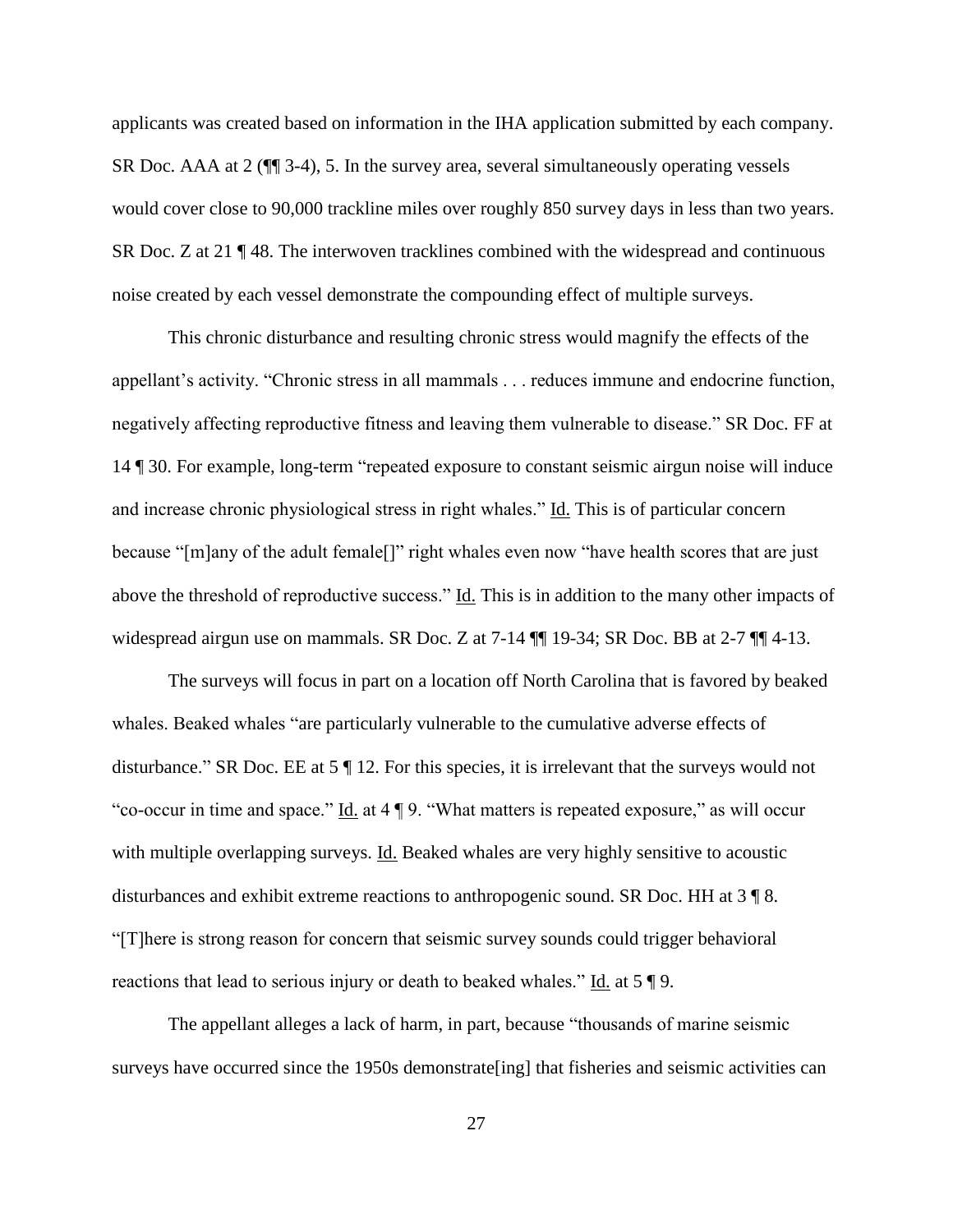applicants was created based on information in the IHA application submitted by each company. SR Doc. AAA at 2 (¶¶ 3-4), 5. In the survey area, several simultaneously operating vessels would cover close to 90,000 trackline miles over roughly 850 survey days in less than two years. SR Doc. Z at 21 ¶ 48. The interwoven tracklines combined with the widespread and continuous noise created by each vessel demonstrate the compounding effect of multiple surveys.

This chronic disturbance and resulting chronic stress would magnify the effects of the appellant's activity. "Chronic stress in all mammals . . . reduces immune and endocrine function, negatively affecting reproductive fitness and leaving them vulnerable to disease." SR Doc. FF at 14 ¶ 30. For example, long-term "repeated exposure to constant seismic airgun noise will induce and increase chronic physiological stress in right whales." Id. This is of particular concern because "[m]any of the adult female[]" right whales even now "have health scores that are just above the threshold of reproductive success." Id. This is in addition to the many other impacts of widespread airgun use on mammals. SR Doc. Z at 7-14 ¶¶ 19-34; SR Doc. BB at 2-7 ¶¶ 4-13.

The surveys will focus in part on a location off North Carolina that is favored by beaked whales. Beaked whales "are particularly vulnerable to the cumulative adverse effects of disturbance." SR Doc. EE at 5 ¶ 12. For this species, it is irrelevant that the surveys would not "co-occur in time and space." Id. at 4 ¶ 9. "What matters is repeated exposure," as will occur with multiple overlapping surveys. Id. Beaked whales are very highly sensitive to acoustic disturbances and exhibit extreme reactions to anthropogenic sound. SR Doc. HH at 3 ¶ 8. "[T]here is strong reason for concern that seismic survey sounds could trigger behavioral reactions that lead to serious injury or death to beaked whales." Id. at 5 ¶ 9.

The appellant alleges a lack of harm, in part, because "thousands of marine seismic surveys have occurred since the 1950s demonstrate[ing] that fisheries and seismic activities can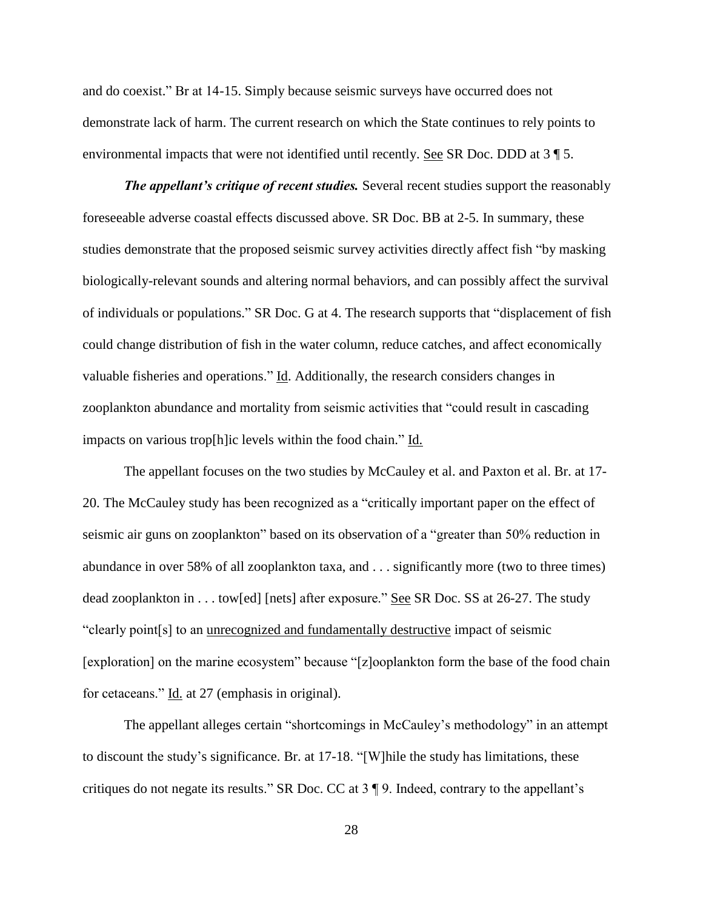and do coexist." Br at 14-15. Simply because seismic surveys have occurred does not demonstrate lack of harm. The current research on which the State continues to rely points to environmental impacts that were not identified until recently. <u>See</u> SR Doc. DDD at 3 ¶ 5.

***The appellant's critique of recent studies.*** Several recent studies support the reasonably foreseeable adverse coastal effects discussed above. SR Doc. BB at 2-5. In summary, these studies demonstrate that the proposed seismic survey activities directly affect fish "by masking biologically-relevant sounds and altering normal behaviors, and can possibly affect the survival of individuals or populations." SR Doc. G at 4. The research supports that "displacement of fish could change distribution of fish in the water column, reduce catches, and affect economically valuable fisheries and operations." <u>Id</u>. Additionally, the research considers changes in zooplankton abundance and mortality from seismic activities that "could result in cascading impacts on various trop[h]ic levels within the food chain." <u>Id.</u>

The appellant focuses on the two studies by McCauley et al. and Paxton et al. Br. at 17-20. The McCauley study has been recognized as a "critically important paper on the effect of seismic air guns on zooplankton" based on its observation of a "greater than 50% reduction in abundance in over 58% of all zooplankton taxa, and . . . significantly more (two to three times) dead zooplankton in . . . tow[ed] [nets] after exposure." <u>See</u> SR Doc. SS at 26-27. The study "clearly point[s] to an <u>unrecognized and fundamentally destructive</u> impact of seismic [exploration] on the marine ecosystem" because "[z]ooplankton form the base of the food chain for cetaceans." <u>Id.</u> at 27 (emphasis in original).

The appellant alleges certain "shortcomings in McCauley's methodology" in an attempt to discount the study's significance. Br. at 17-18. "[W]hile the study has limitations, these critiques do not negate its results." SR Doc. CC at 3 ¶ 9. Indeed, contrary to the appellant's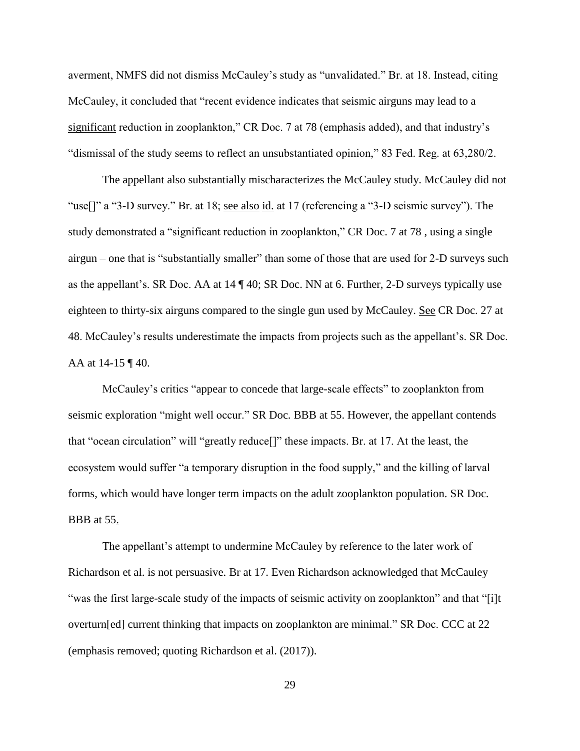averment, NMFS did not dismiss McCauley's study as "unvalidated." Br. at 18. Instead, citing McCauley, it concluded that "recent evidence indicates that seismic airguns may lead to a significant reduction in zooplankton," CR Doc. 7 at 78 (emphasis added), and that industry's "dismissal of the study seems to reflect an unsubstantiated opinion," 83 Fed. Reg. at 63,280/2.

The appellant also substantially mischaracterizes the McCauley study. McCauley did not "use[]" a "3-D survey." Br. at 18; see also id. at 17 (referencing a "3-D seismic survey"). The study demonstrated a "significant reduction in zooplankton," CR Doc. 7 at 78 , using a single airgun – one that is "substantially smaller" than some of those that are used for 2-D surveys such as the appellant's. SR Doc. AA at 14 ¶ 40; SR Doc. NN at 6. Further, 2-D surveys typically use eighteen to thirty-six airguns compared to the single gun used by McCauley. See CR Doc. 27 at 48. McCauley's results underestimate the impacts from projects such as the appellant's. SR Doc. AA at 14-15 ¶ 40.

McCauley's critics "appear to concede that large-scale effects" to zooplankton from seismic exploration "might well occur." SR Doc. BBB at 55. However, the appellant contends that "ocean circulation" will "greatly reduce[]" these impacts. Br. at 17. At the least, the ecosystem would suffer "a temporary disruption in the food supply," and the killing of larval forms, which would have longer term impacts on the adult zooplankton population. SR Doc. BBB at 55.

The appellant's attempt to undermine McCauley by reference to the later work of Richardson et al. is not persuasive. Br at 17. Even Richardson acknowledged that McCauley "was the first large-scale study of the impacts of seismic activity on zooplankton" and that "[i]t overturn[ed] current thinking that impacts on zooplankton are minimal." SR Doc. CCC at 22 (emphasis removed; quoting Richardson et al. (2017)).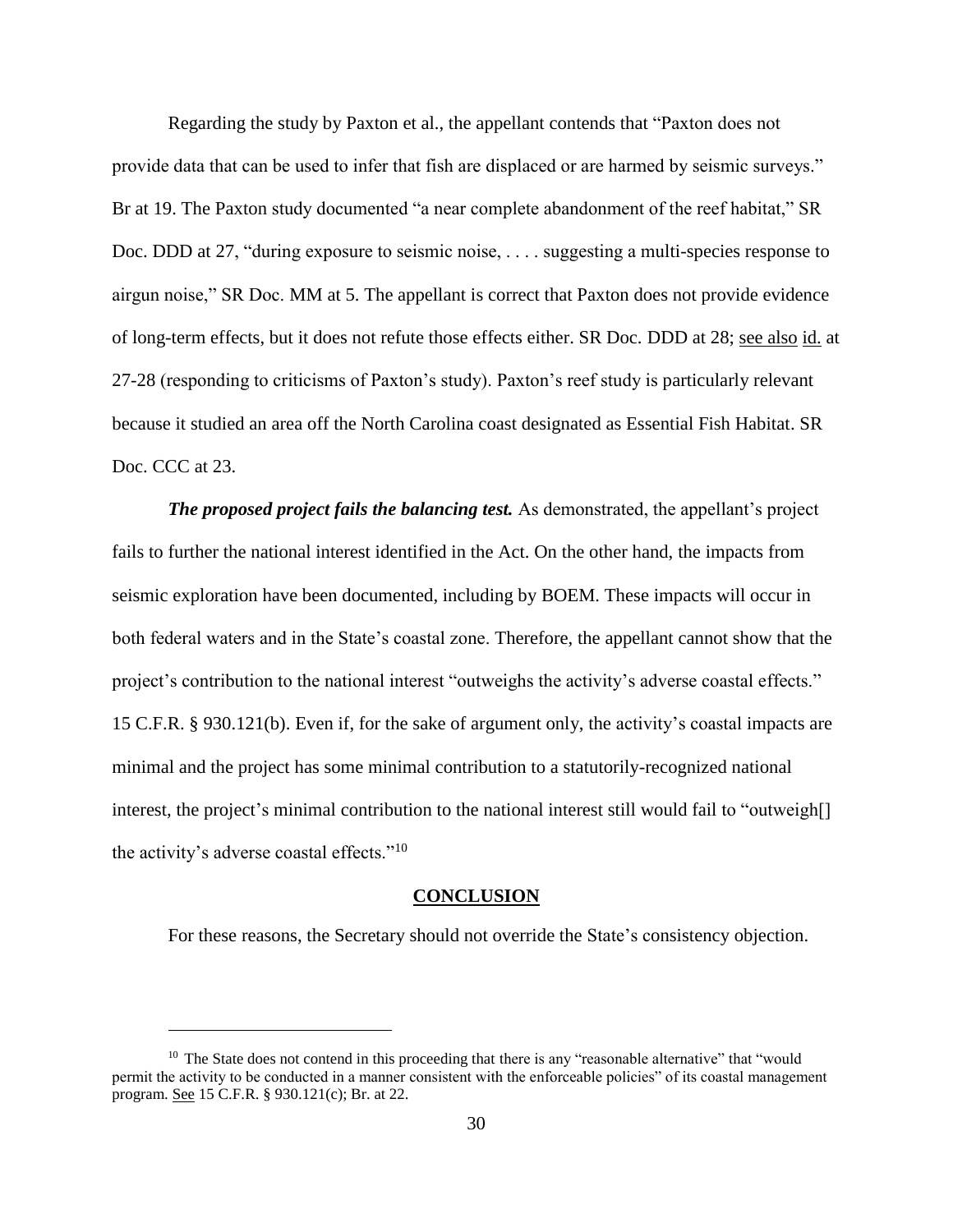Regarding the study by Paxton et al., the appellant contends that "Paxton does not provide data that can be used to infer that fish are displaced or are harmed by seismic surveys." Br at 19. The Paxton study documented "a near complete abandonment of the reef habitat," SR Doc. DDD at 27, "during exposure to seismic noise, . . . . suggesting a multi-species response to airgun noise," SR Doc. MM at 5. The appellant is correct that Paxton does not provide evidence of long-term effects, but it does not refute those effects either. SR Doc. DDD at 28; see also id. at 27-28 (responding to criticisms of Paxton's study). Paxton's reef study is particularly relevant because it studied an area off the North Carolina coast designated as Essential Fish Habitat. SR Doc. CCC at 23.

***The proposed project fails the balancing test.*** As demonstrated, the appellant's project fails to further the national interest identified in the Act. On the other hand, the impacts from seismic exploration have been documented, including by BOEM. These impacts will occur in both federal waters and in the State's coastal zone. Therefore, the appellant cannot show that the project's contribution to the national interest "outweighs the activity's adverse coastal effects." 15 C.F.R. § 930.121(b). Even if, for the sake of argument only, the activity's coastal impacts are minimal and the project has some minimal contribution to a statutorily-recognized national interest, the project's minimal contribution to the national interest still would fail to "outweigh[] the activity's adverse coastal effects."[10]

## CONCLUSION

For these reasons, the Secretary should not override the State's consistency objection.

---

[10] The State does not contend in this proceeding that there is any "reasonable alternative" that "would permit the activity to be conducted in a manner consistent with the enforceable policies" of its coastal management program. See 15 C.F.R. § 930.121(c); Br. at 22.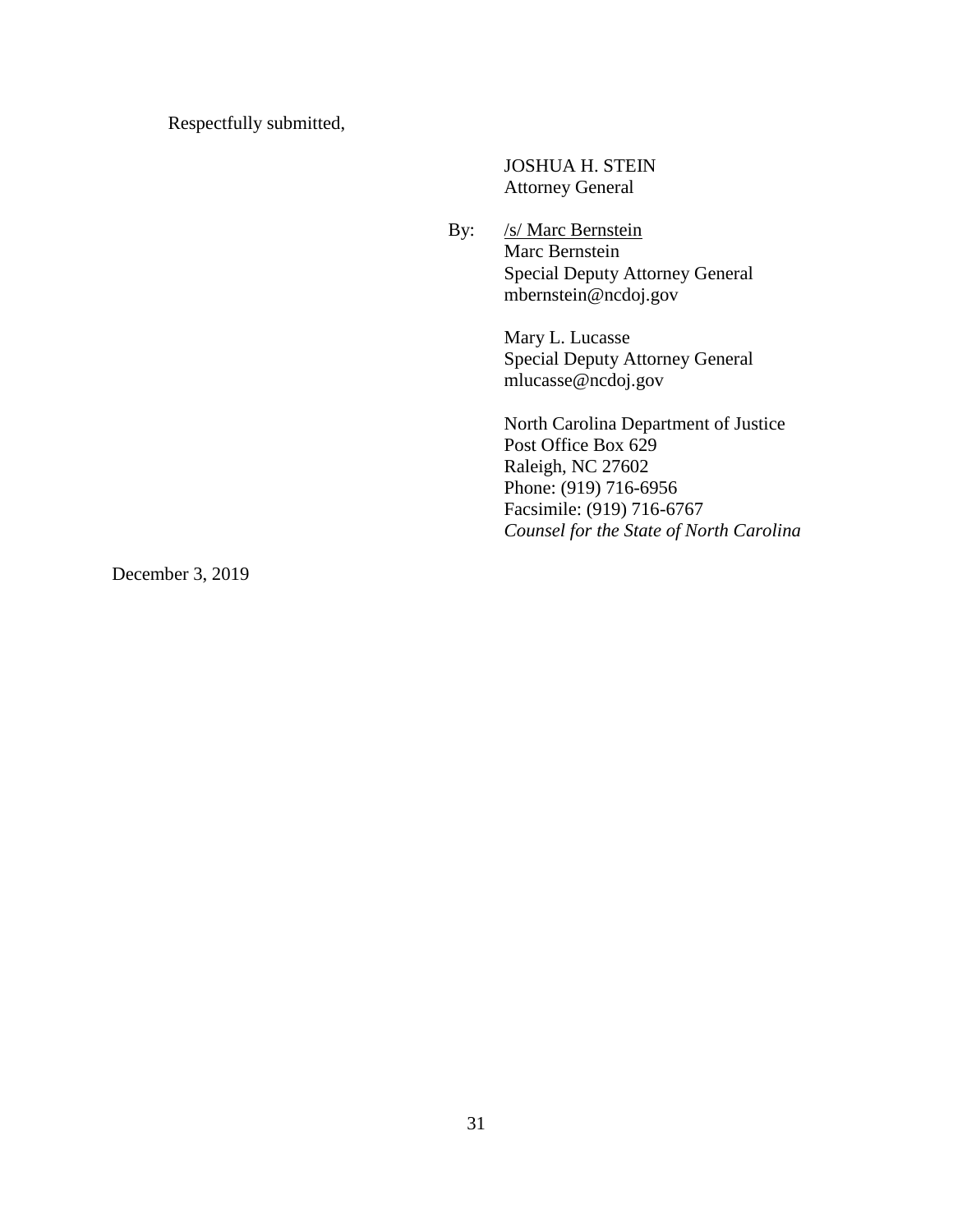Respectfully submitted,

JOSHUA H. STEIN
Attorney General

By: /s/ Marc Bernstein
Marc Bernstein
Special Deputy Attorney General
mbernstein@ncdoj.gov

Mary L. Lucasse
Special Deputy Attorney General
mlucasse@ncdoj.gov

North Carolina Department of Justice
Post Office Box 629
Raleigh, NC 27602
Phone: (919) 716-6956
Facsimile: (919) 716-6767
*Counsel for the State of North Carolina*

December 3, 2019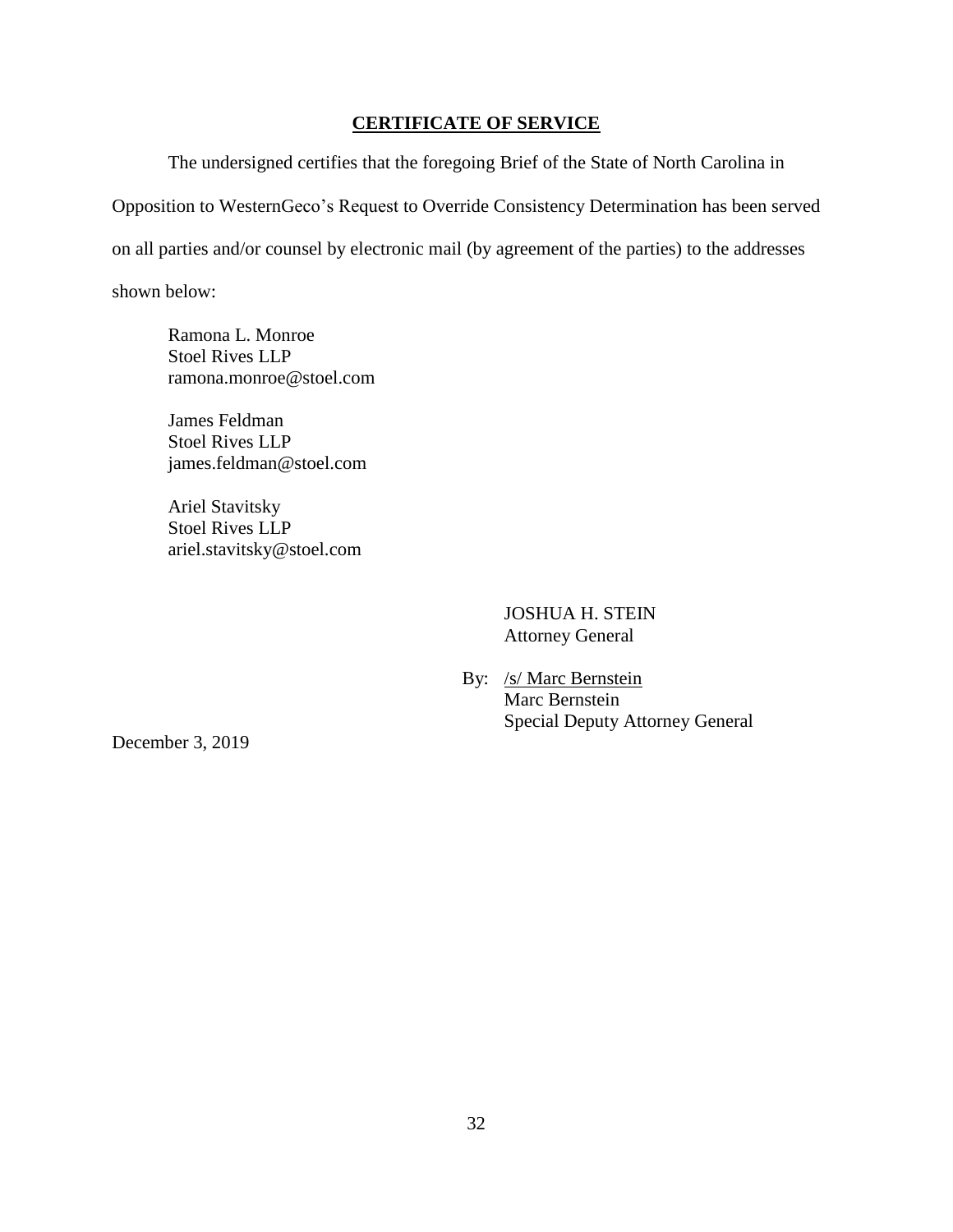## **CERTIFICATE OF SERVICE**

The undersigned certifies that the foregoing Brief of the State of North Carolina in Opposition to WesternGeco's Request to Override Consistency Determination has been served on all parties and/or counsel by electronic mail (by agreement of the parties) to the addresses shown below:

Ramona L. Monroe
Stoel Rives LLP
ramona.monroe@stoel.com

James Feldman
Stoel Rives LLP
james.feldman@stoel.com

Ariel Stavitsky
Stoel Rives LLP
ariel.stavitsky@stoel.com

JOSHUA H. STEIN
Attorney General

By: /s/ Marc Bernstein
Marc Bernstein
Special Deputy Attorney General

December 3, 2019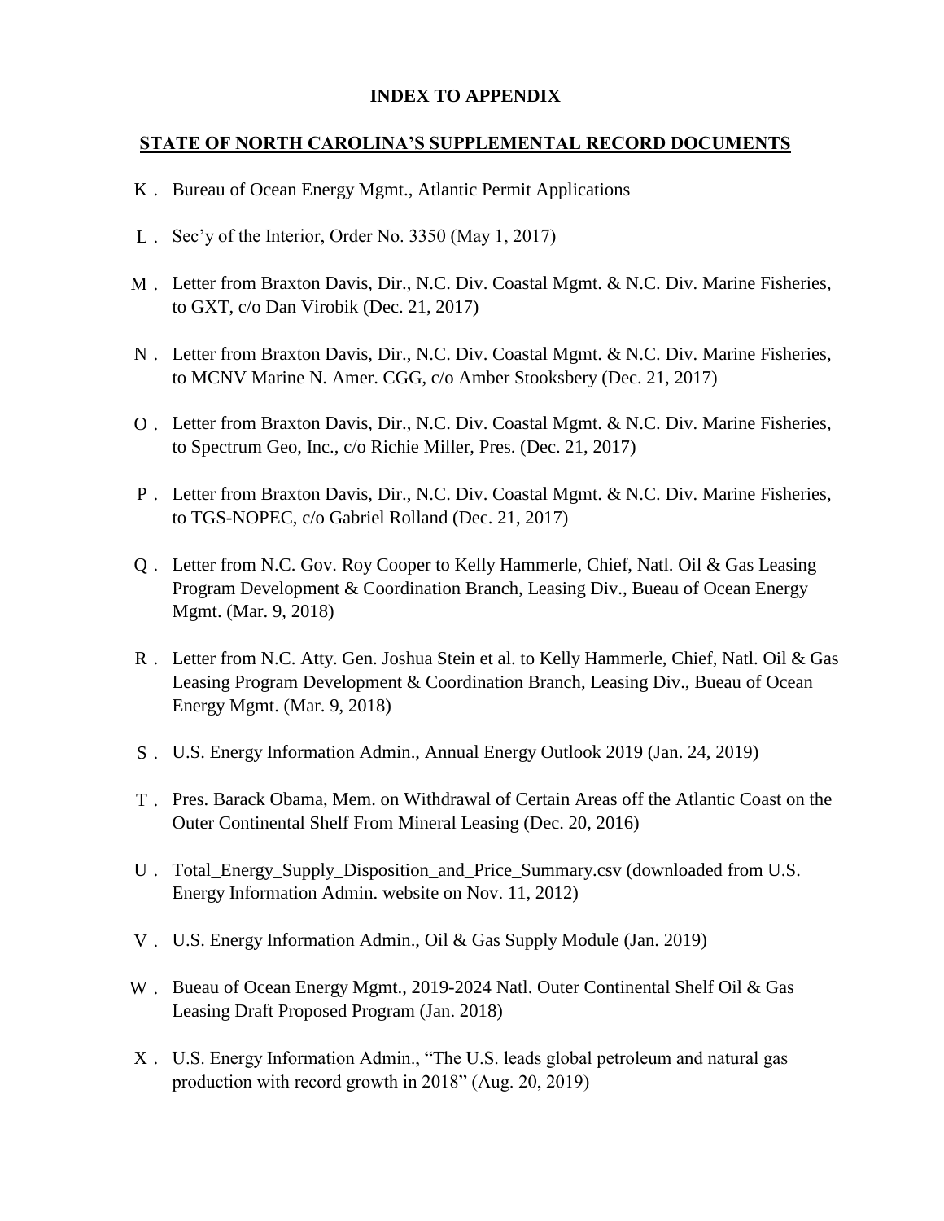**INDEX TO APPENDIX**

**STATE OF NORTH CAROLINA'S SUPPLEMENTAL RECORD DOCUMENTS**

K. Bureau of Ocean Energy Mgmt., Atlantic Permit Applications

L. Sec'y of the Interior, Order No. 3350 (May 1, 2017)

M. Letter from Braxton Davis, Dir., N.C. Div. Coastal Mgmt. & N.C. Div. Marine Fisheries, to GXT, c/o Dan Virobik (Dec. 21, 2017)

N. Letter from Braxton Davis, Dir., N.C. Div. Coastal Mgmt. & N.C. Div. Marine Fisheries, to MCNV Marine N. Amer. CGG, c/o Amber Stooksbery (Dec. 21, 2017)

O. Letter from Braxton Davis, Dir., N.C. Div. Coastal Mgmt. & N.C. Div. Marine Fisheries, to Spectrum Geo, Inc., c/o Richie Miller, Pres. (Dec. 21, 2017)

P. Letter from Braxton Davis, Dir., N.C. Div. Coastal Mgmt. & N.C. Div. Marine Fisheries, to TGS-NOPEC, c/o Gabriel Rolland (Dec. 21, 2017)

Q. Letter from N.C. Gov. Roy Cooper to Kelly Hammerle, Chief, Natl. Oil & Gas Leasing Program Development & Coordination Branch, Leasing Div., Bueau of Ocean Energy Mgmt. (Mar. 9, 2018)

R. Letter from N.C. Atty. Gen. Joshua Stein et al. to Kelly Hammerle, Chief, Natl. Oil & Gas Leasing Program Development & Coordination Branch, Leasing Div., Bueau of Ocean Energy Mgmt. (Mar. 9, 2018)

S. U.S. Energy Information Admin., Annual Energy Outlook 2019 (Jan. 24, 2019)

T. Pres. Barack Obama, Mem. on Withdrawal of Certain Areas off the Atlantic Coast on the Outer Continental Shelf From Mineral Leasing (Dec. 20, 2016)

U. Total_Energy_Supply_Disposition_and_Price_Summary.csv (downloaded from U.S. Energy Information Admin. website on Nov. 11, 2012)

V. U.S. Energy Information Admin., Oil & Gas Supply Module (Jan. 2019)

W. Bueau of Ocean Energy Mgmt., 2019-2024 Natl. Outer Continental Shelf Oil & Gas Leasing Draft Proposed Program (Jan. 2018)

X. U.S. Energy Information Admin., "The U.S. leads global petroleum and natural gas production with record growth in 2018" (Aug. 20, 2019)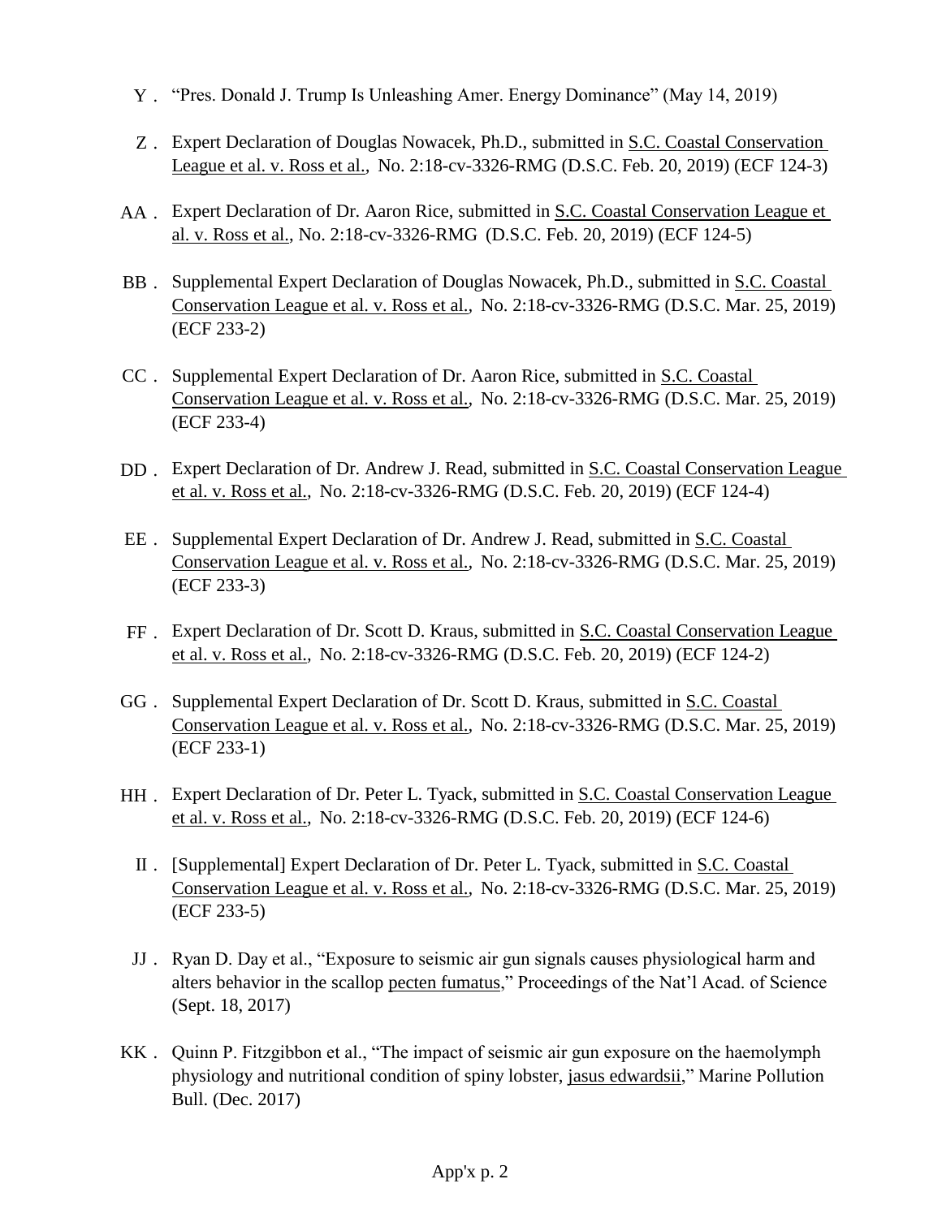Y. "Pres. Donald J. Trump Is Unleashing Amer. Energy Dominance" (May 14, 2019)

Z. Expert Declaration of Douglas Nowacek, Ph.D., submitted in S.C. Coastal Conservation League et al. v. Ross et al., No. 2:18-cv-3326-RMG (D.S.C. Feb. 20, 2019) (ECF 124-3)

AA. Expert Declaration of Dr. Aaron Rice, submitted in S.C. Coastal Conservation League et al. v. Ross et al., No. 2:18-cv-3326-RMG (D.S.C. Feb. 20, 2019) (ECF 124-5)

BB. Supplemental Expert Declaration of Douglas Nowacek, Ph.D., submitted in S.C. Coastal Conservation League et al. v. Ross et al., No. 2:18-cv-3326-RMG (D.S.C. Mar. 25, 2019) (ECF 233-2)

CC. Supplemental Expert Declaration of Dr. Aaron Rice, submitted in S.C. Coastal Conservation League et al. v. Ross et al., No. 2:18-cv-3326-RMG (D.S.C. Mar. 25, 2019) (ECF 233-4)

DD. Expert Declaration of Dr. Andrew J. Read, submitted in S.C. Coastal Conservation League et al. v. Ross et al., No. 2:18-cv-3326-RMG (D.S.C. Feb. 20, 2019) (ECF 124-4)

EE. Supplemental Expert Declaration of Dr. Andrew J. Read, submitted in S.C. Coastal Conservation League et al. v. Ross et al., No. 2:18-cv-3326-RMG (D.S.C. Mar. 25, 2019) (ECF 233-3)

FF. Expert Declaration of Dr. Scott D. Kraus, submitted in S.C. Coastal Conservation League et al. v. Ross et al., No. 2:18-cv-3326-RMG (D.S.C. Feb. 20, 2019) (ECF 124-2)

GG. Supplemental Expert Declaration of Dr. Scott D. Kraus, submitted in S.C. Coastal Conservation League et al. v. Ross et al., No. 2:18-cv-3326-RMG (D.S.C. Mar. 25, 2019) (ECF 233-1)

HH. Expert Declaration of Dr. Peter L. Tyack, submitted in S.C. Coastal Conservation League et al. v. Ross et al., No. 2:18-cv-3326-RMG (D.S.C. Feb. 20, 2019) (ECF 124-6)

II. [Supplemental] Expert Declaration of Dr. Peter L. Tyack, submitted in S.C. Coastal Conservation League et al. v. Ross et al., No. 2:18-cv-3326-RMG (D.S.C. Mar. 25, 2019) (ECF 233-5)

JJ. Ryan D. Day et al., "Exposure to seismic air gun signals causes physiological harm and alters behavior in the scallop pecten fumatus," Proceedings of the Nat'l Acad. of Science (Sept. 18, 2017)

KK. Quinn P. Fitzgibbon et al., "The impact of seismic air gun exposure on the haemolymph physiology and nutritional condition of spiny lobster, jasus edwardsii," Marine Pollution Bull. (Dec. 2017)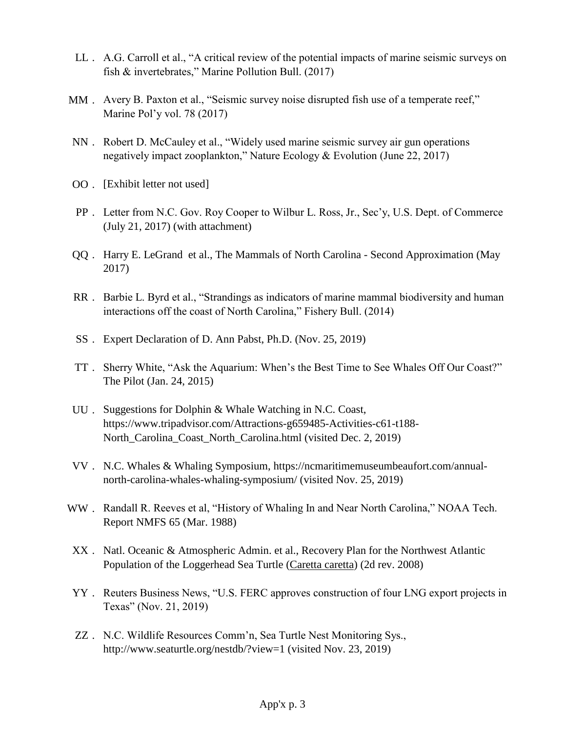LL. A.G. Carroll et al., "A critical review of the potential impacts of marine seismic surveys on fish & invertebrates," Marine Pollution Bull. (2017)

MM. Avery B. Paxton et al., "Seismic survey noise disrupted fish use of a temperate reef," Marine Pol'y vol. 78 (2017)

NN. Robert D. McCauley et al., "Widely used marine seismic survey air gun operations negatively impact zooplankton," Nature Ecology & Evolution (June 22, 2017)

OO. [Exhibit letter not used]

PP. Letter from N.C. Gov. Roy Cooper to Wilbur L. Ross, Jr., Sec'y, U.S. Dept. of Commerce (July 21, 2017) (with attachment)

QQ. Harry E. LeGrand et al., The Mammals of North Carolina - Second Approximation (May 2017)

RR. Barbie L. Byrd et al., "Strandings as indicators of marine mammal biodiversity and human interactions off the coast of North Carolina," Fishery Bull. (2014)

SS. Expert Declaration of D. Ann Pabst, Ph.D. (Nov. 25, 2019)

TT. Sherry White, "Ask the Aquarium: When's the Best Time to See Whales Off Our Coast?" The Pilot (Jan. 24, 2015)

UU. Suggestions for Dolphin & Whale Watching in N.C. Coast, https://www.tripadvisor.com/Attractions-g659485-Activities-c61-t188-North_Carolina_Coast_North_Carolina.html (visited Dec. 2, 2019)

VV. N.C. Whales & Whaling Symposium, https://ncmaritimemuseumbeaufort.com/annual-north-carolina-whales-whaling-symposium/ (visited Nov. 25, 2019)

WW. Randall R. Reeves et al, "History of Whaling In and Near North Carolina," NOAA Tech. Report NMFS 65 (Mar. 1988)

XX. Natl. Oceanic & Atmospheric Admin. et al., Recovery Plan for the Northwest Atlantic Population of the Loggerhead Sea Turtle (Caretta caretta) (2d rev. 2008)

YY. Reuters Business News, "U.S. FERC approves construction of four LNG export projects in Texas" (Nov. 21, 2019)

ZZ. N.C. Wildlife Resources Comm'n, Sea Turtle Nest Monitoring Sys., http://www.seaturtle.org/nestdb/?view=1 (visited Nov. 23, 2019)

App'x p. 3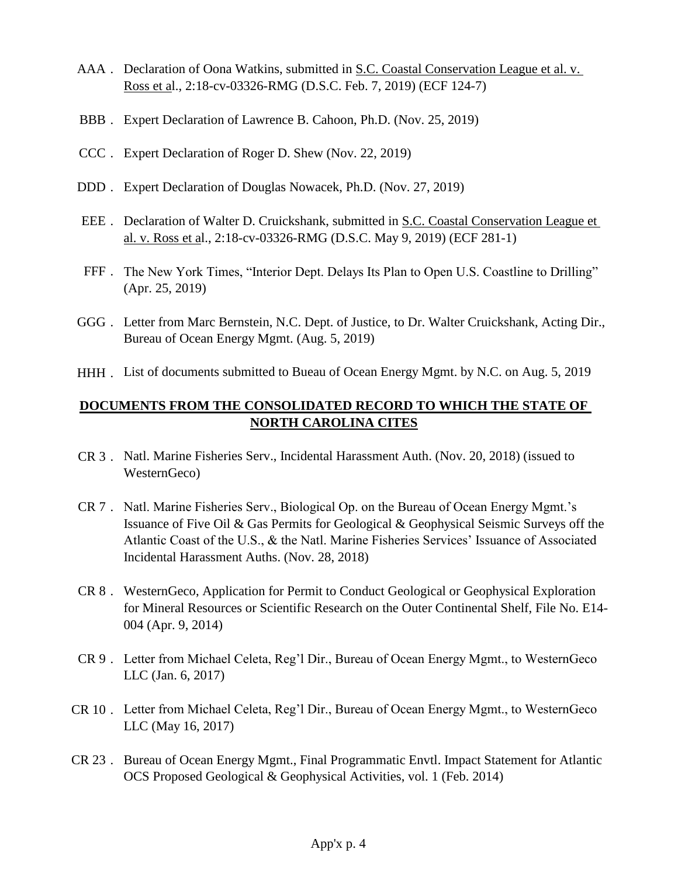AAA . Declaration of Oona Watkins, submitted in S.C. Coastal Conservation League et al. v. Ross et al., 2:18-cv-03326-RMG (D.S.C. Feb. 7, 2019) (ECF 124-7)

BBB . Expert Declaration of Lawrence B. Cahoon, Ph.D. (Nov. 25, 2019)

CCC . Expert Declaration of Roger D. Shew (Nov. 22, 2019)

DDD . Expert Declaration of Douglas Nowacek, Ph.D. (Nov. 27, 2019)

EEE . Declaration of Walter D. Cruickshank, submitted in S.C. Coastal Conservation League et al. v. Ross et al., 2:18-cv-03326-RMG (D.S.C. May 9, 2019) (ECF 281-1)

FFF . The New York Times, "Interior Dept. Delays Its Plan to Open U.S. Coastline to Drilling" (Apr. 25, 2019)

GGG . Letter from Marc Bernstein, N.C. Dept. of Justice, to Dr. Walter Cruickshank, Acting Dir., Bureau of Ocean Energy Mgmt. (Aug. 5, 2019)

HHH . List of documents submitted to Bueau of Ocean Energy Mgmt. by N.C. on Aug. 5, 2019

**DOCUMENTS FROM THE CONSOLIDATED RECORD TO WHICH THE STATE OF NORTH CAROLINA CITES**

CR 3 . Natl. Marine Fisheries Serv., Incidental Harassment Auth. (Nov. 20, 2018) (issued to WesternGeco)

CR 7 . Natl. Marine Fisheries Serv., Biological Op. on the Bureau of Ocean Energy Mgmt.'s Issuance of Five Oil & Gas Permits for Geological & Geophysical Seismic Surveys off the Atlantic Coast of the U.S., & the Natl. Marine Fisheries Services' Issuance of Associated Incidental Harassment Auths. (Nov. 28, 2018)

CR 8 . WesternGeco, Application for Permit to Conduct Geological or Geophysical Exploration for Mineral Resources or Scientific Research on the Outer Continental Shelf, File No. E14-004 (Apr. 9, 2014)

CR 9 . Letter from Michael Celeta, Reg'l Dir., Bureau of Ocean Energy Mgmt., to WesternGeco LLC (Jan. 6, 2017)

CR 10 . Letter from Michael Celeta, Reg'l Dir., Bureau of Ocean Energy Mgmt., to WesternGeco LLC (May 16, 2017)

CR 23 . Bureau of Ocean Energy Mgmt., Final Programmatic Envtl. Impact Statement for Atlantic OCS Proposed Geological & Geophysical Activities, vol. 1 (Feb. 2014)

App'x p. 4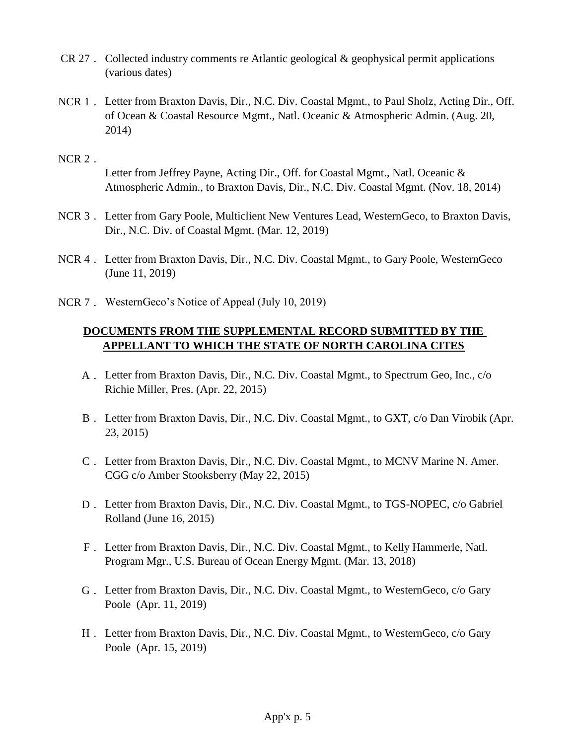CR 27. Collected industry comments re Atlantic geological & geophysical permit applications (various dates)

NCR 1. Letter from Braxton Davis, Dir., N.C. Div. Coastal Mgmt., to Paul Sholz, Acting Dir., Off. of Ocean & Coastal Resource Mgmt., Natl. Oceanic & Atmospheric Admin. (Aug. 20, 2014)

NCR 2. Letter from Jeffrey Payne, Acting Dir., Off. for Coastal Mgmt., Natl. Oceanic & Atmospheric Admin., to Braxton Davis, Dir., N.C. Div. Coastal Mgmt. (Nov. 18, 2014)

NCR 3. Letter from Gary Poole, Multiclient New Ventures Lead, WesternGeco, to Braxton Davis, Dir., N.C. Div. of Coastal Mgmt. (Mar. 12, 2019)

NCR 4. Letter from Braxton Davis, Dir., N.C. Div. Coastal Mgmt., to Gary Poole, WesternGeco (June 11, 2019)

NCR 7. WesternGeco's Notice of Appeal (July 10, 2019)

**DOCUMENTS FROM THE SUPPLEMENTAL RECORD SUBMITTED BY THE APPELLANT TO WHICH THE STATE OF NORTH CAROLINA CITES**

A. Letter from Braxton Davis, Dir., N.C. Div. Coastal Mgmt., to Spectrum Geo, Inc., c/o Richie Miller, Pres. (Apr. 22, 2015)

B. Letter from Braxton Davis, Dir., N.C. Div. Coastal Mgmt., to GXT, c/o Dan Virobik (Apr. 23, 2015)

C. Letter from Braxton Davis, Dir., N.C. Div. Coastal Mgmt., to MCNV Marine N. Amer. CGG c/o Amber Stooksberry (May 22, 2015)

D. Letter from Braxton Davis, Dir., N.C. Div. Coastal Mgmt., to TGS-NOPEC, c/o Gabriel Rolland (June 16, 2015)

F. Letter from Braxton Davis, Dir., N.C. Div. Coastal Mgmt., to Kelly Hammerle, Natl. Program Mgr., U.S. Bureau of Ocean Energy Mgmt. (Mar. 13, 2018)

G. Letter from Braxton Davis, Dir., N.C. Div. Coastal Mgmt., to WesternGeco, c/o Gary Poole (Apr. 11, 2019)

H. Letter from Braxton Davis, Dir., N.C. Div. Coastal Mgmt., to WesternGeco, c/o Gary Poole (Apr. 15, 2019)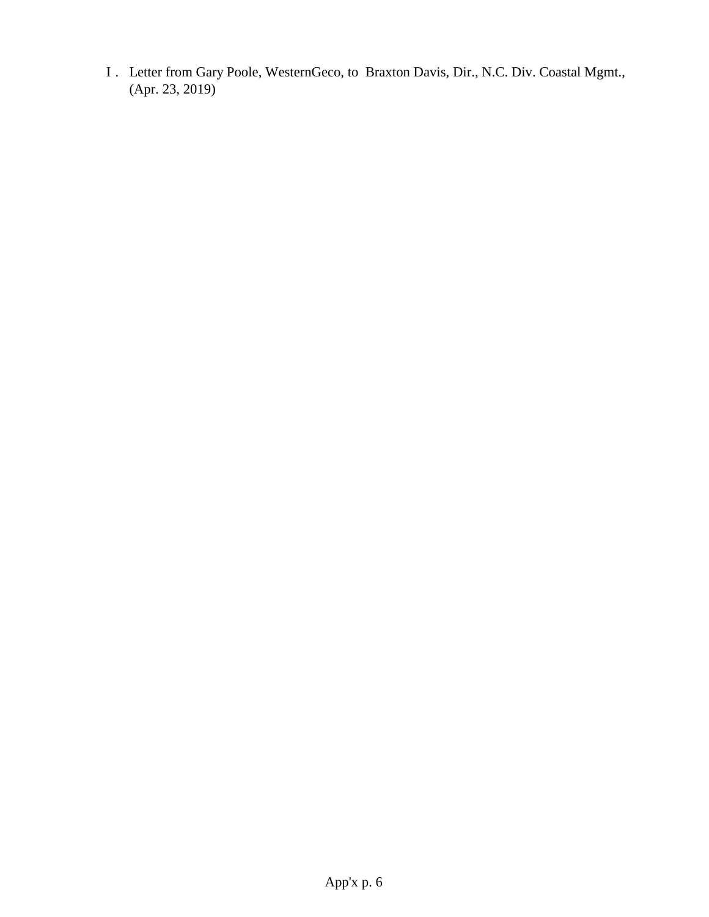I . Letter from Gary Poole, WesternGeco, to Braxton Davis, Dir., N.C. Div. Coastal Mgmt., (Apr. 23, 2019)

App'x p. 6